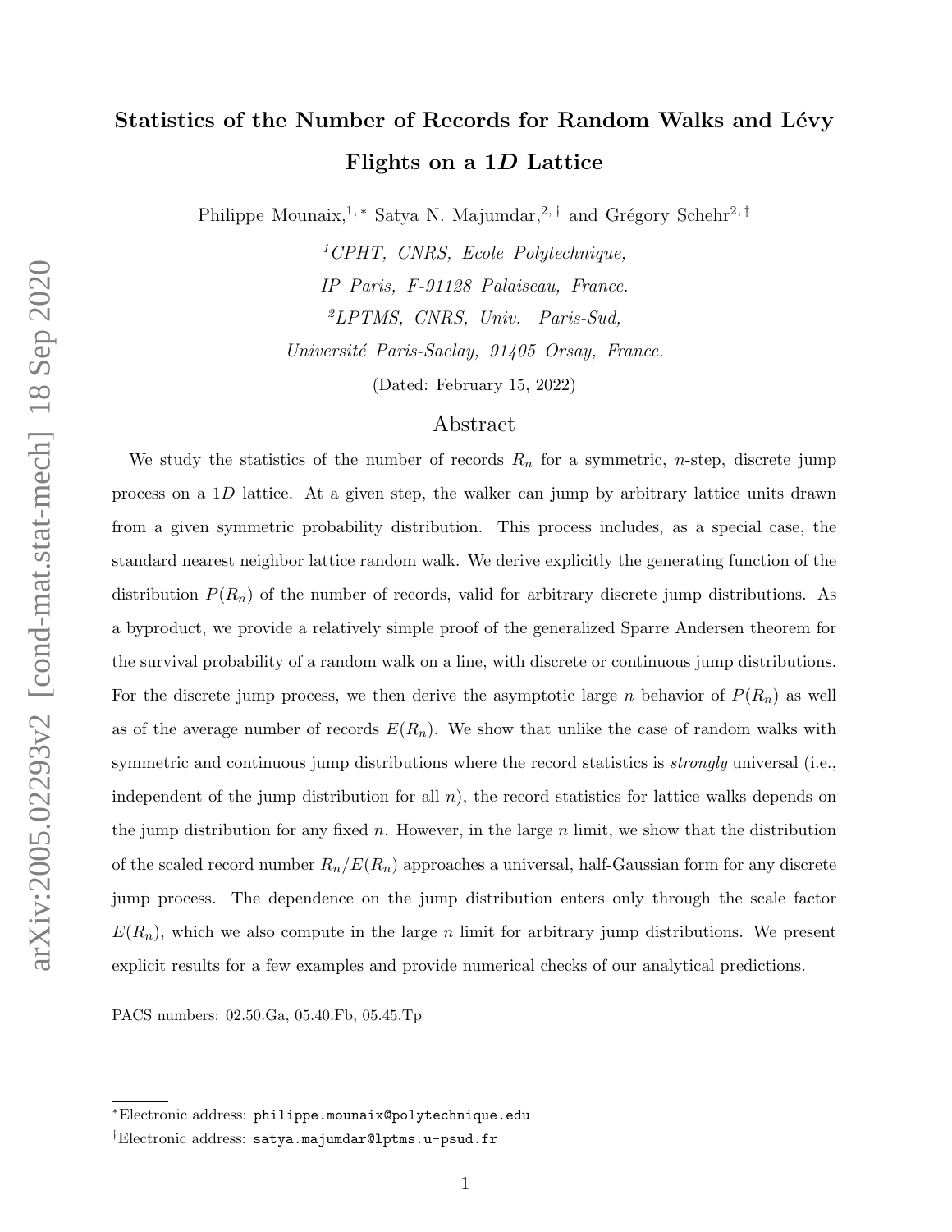# Statistics of the Number of Records for Random Walks and Lévy Flights on a $1D$ Lattice

Philippe Mounaix,[1,*] Satya N. Majumdar,[2,†] and Grégory Schehr[2,‡]

[1]*CPHT, CNRS, Ecole Polytechnique, IP Paris, F-91128 Palaiseau, France.*

[2]*LPTMS, CNRS, Univ. Paris-Sud, Université Paris-Saclay, 91405 Orsay, France.*

(Dated: February 15, 2022)

## Abstract

We study the statistics of the number of records $R_n$ for a symmetric, $n$-step, discrete jump process on a $1D$ lattice. At a given step, the walker can jump by arbitrary lattice units drawn from a given symmetric probability distribution. This process includes, as a special case, the standard nearest neighbor lattice random walk. We derive explicitly the generating function of the distribution $P(R_n)$ of the number of records, valid for arbitrary discrete jump distributions. As a byproduct, we provide a relatively simple proof of the generalized Sparre Andersen theorem for the survival probability of a random walk on a line, with discrete or continuous jump distributions. For the discrete jump process, we then derive the asymptotic large $n$ behavior of $P(R_n)$ as well as of the average number of records $E(R_n)$. We show that unlike the case of random walks with symmetric and continuous jump distributions where the record statistics is *strongly* universal (i.e., independent of the jump distribution for all $n$), the record statistics for lattice walks depends on the jump distribution for any fixed $n$. However, in the large $n$ limit, we show that the distribution of the scaled record number $R_n/E(R_n)$ approaches a universal, half-Gaussian form for any discrete jump process. The dependence on the jump distribution enters only through the scale factor $E(R_n)$, which we also compute in the large $n$ limit for arbitrary jump distributions. We present explicit results for a few examples and provide numerical checks of our analytical predictions.

PACS numbers: 02.50.Ga, 05.40.Fb, 05.45.Tp

*Electronic address: philippe.mounaix@polytechnique.edu

†Electronic address: satya.majumdar@lptms.u-psud.fr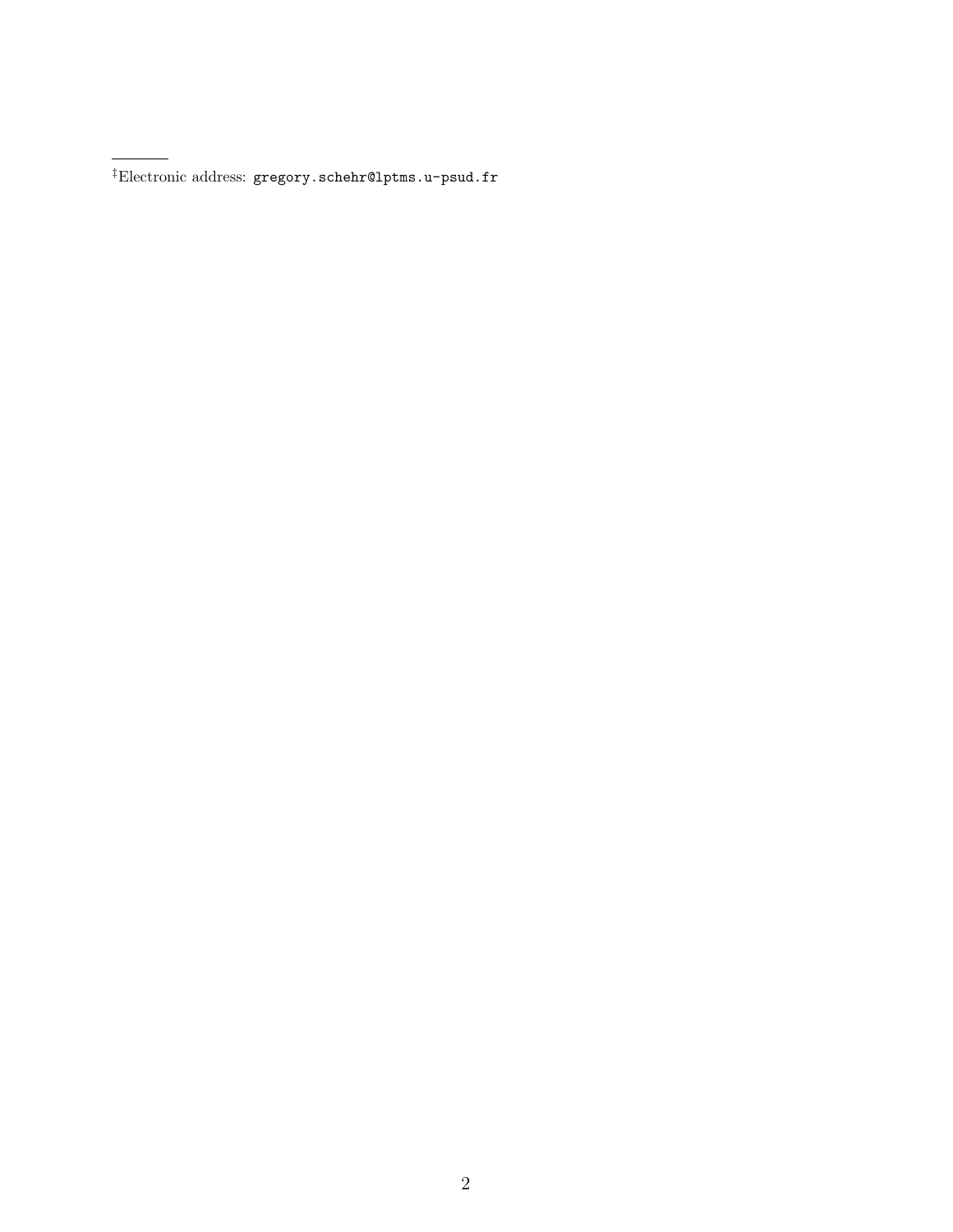[‡]Electronic address: gregory.schehr@lptms.u-psud.fr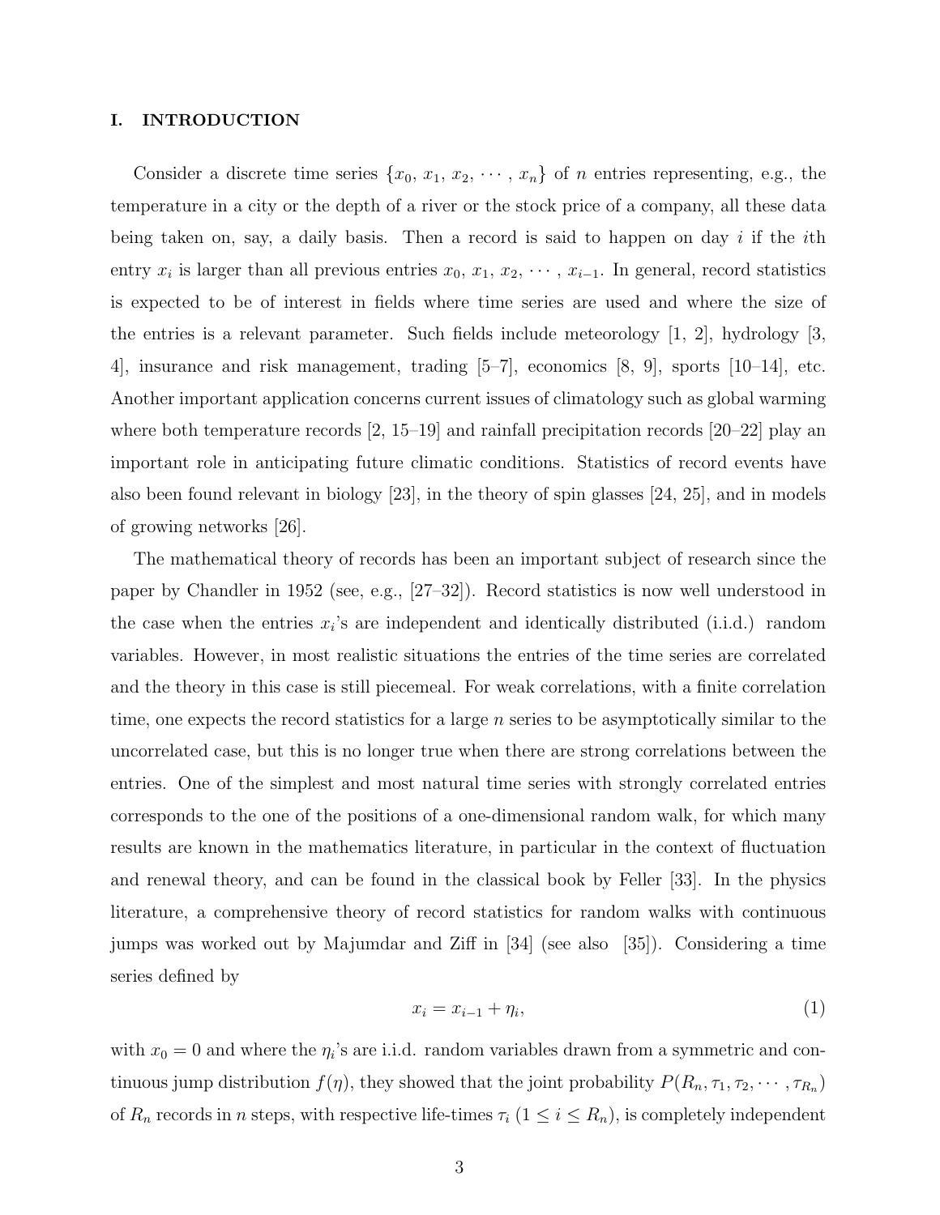## I. INTRODUCTION

Consider a discrete time series $\{x_0, x_1, x_2, \cdots, x_n\}$ of $n$ entries representing, e.g., the temperature in a city or the depth of a river or the stock price of a company, all these data being taken on, say, a daily basis. Then a record is said to happen on day $i$ if the $i$th entry $x_i$ is larger than all previous entries $x_0, x_1, x_2, \cdots, x_{i-1}$. In general, record statistics is expected to be of interest in fields where time series are used and where the size of the entries is a relevant parameter. Such fields include meteorology [1, 2], hydrology [3, 4], insurance and risk management, trading [5–7], economics [8, 9], sports [10–14], etc. Another important application concerns current issues of climatology such as global warming where both temperature records [2, 15–19] and rainfall precipitation records [20–22] play an important role in anticipating future climatic conditions. Statistics of record events have also been found relevant in biology [23], in the theory of spin glasses [24, 25], and in models of growing networks [26].

The mathematical theory of records has been an important subject of research since the paper by Chandler in 1952 (see, e.g., [27–32]). Record statistics is now well understood in the case when the entries $x_i$'s are independent and identically distributed (i.i.d.) random variables. However, in most realistic situations the entries of the time series are correlated and the theory in this case is still piecemeal. For weak correlations, with a finite correlation time, one expects the record statistics for a large $n$ series to be asymptotically similar to the uncorrelated case, but this is no longer true when there are strong correlations between the entries. One of the simplest and most natural time series with strongly correlated entries corresponds to the one of the positions of a one-dimensional random walk, for which many results are known in the mathematics literature, in particular in the context of fluctuation and renewal theory, and can be found in the classical book by Feller [33]. In the physics literature, a comprehensive theory of record statistics for random walks with continuous jumps was worked out by Majumdar and Ziff in [34] (see also [35]). Considering a time series defined by

$$x_i = x_{i-1} + \eta_i, \tag{1}$$

with $x_0 = 0$ and where the $\eta_i$'s are i.i.d. random variables drawn from a symmetric and continuous jump distribution $f(\eta)$, they showed that the joint probability $P(R_n, \tau_1, \tau_2, \cdots, \tau_{R_n})$ of $R_n$ records in $n$ steps, with respective life-times $\tau_i$ $(1 \leq i \leq R_n)$, is completely independent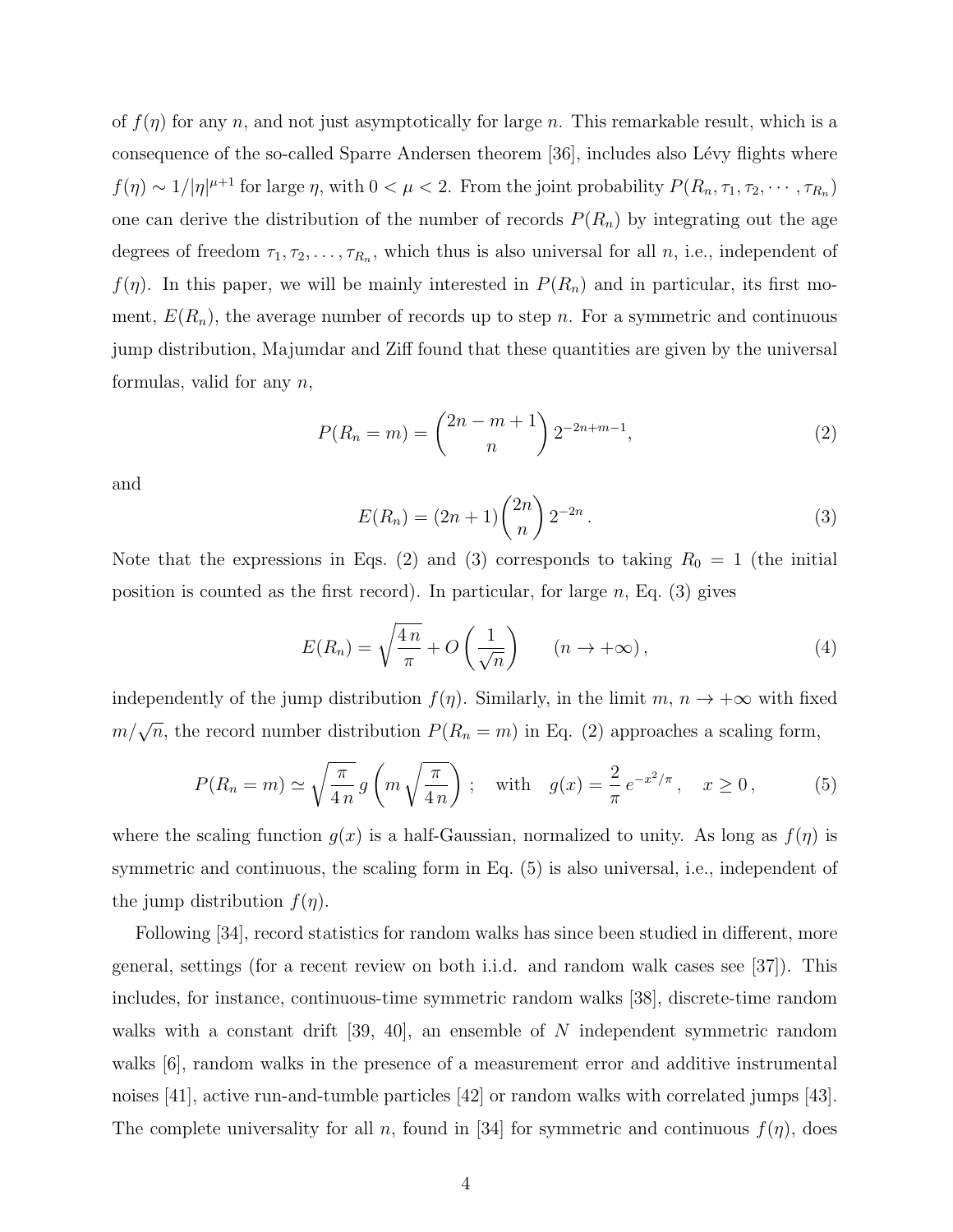of $f(\eta)$ for any $n$, and not just asymptotically for large $n$. This remarkable result, which is a consequence of the so-called Sparre Andersen theorem [36], includes also Lévy flights where $f(\eta) \sim 1/|\eta|^{\mu+1}$ for large $\eta$, with $0 < \mu < 2$. From the joint probability $P(R_n, \tau_1, \tau_2, \cdots, \tau_{R_n})$ one can derive the distribution of the number of records $P(R_n)$ by integrating out the age degrees of freedom $\tau_1, \tau_2, \ldots, \tau_{R_n}$, which thus is also universal for all $n$, i.e., independent of $f(\eta)$. In this paper, we will be mainly interested in $P(R_n)$ and in particular, its first moment, $E(R_n)$, the average number of records up to step $n$. For a symmetric and continuous jump distribution, Majumdar and Ziff found that these quantities are given by the universal formulas, valid for any $n$,

$$P(R_n = m) = \binom{2n - m + 1}{n} 2^{-2n+m-1}, \tag{2}$$

and

$$E(R_n) = (2n + 1)\binom{2n}{n} 2^{-2n}\,. \tag{3}$$

Note that the expressions in Eqs. (2) and (3) corresponds to taking $R_0 = 1$ (the initial position is counted as the first record). In particular, for large $n$, Eq. (3) gives

$$E(R_n) = \sqrt{\frac{4\,n}{\pi}} + O\left(\frac{1}{\sqrt{n}}\right) \qquad (n \to +\infty)\,, \tag{4}$$

independently of the jump distribution $f(\eta)$. Similarly, in the limit $m$, $n \to +\infty$ with fixed $m/\sqrt{n}$, the record number distribution $P(R_n = m)$ in Eq. (2) approaches a scaling form,

$$P(R_n = m) \simeq \sqrt{\frac{\pi}{4\,n}}\, g\left(m\sqrt{\frac{\pi}{4\,n}}\right)\;; \quad \text{with} \quad g(x) = \frac{2}{\pi}\, e^{-x^2/\pi}\,, \quad x \geq 0\,, \tag{5}$$

where the scaling function $g(x)$ is a half-Gaussian, normalized to unity. As long as $f(\eta)$ is symmetric and continuous, the scaling form in Eq. (5) is also universal, i.e., independent of the jump distribution $f(\eta)$.

Following [34], record statistics for random walks has since been studied in different, more general, settings (for a recent review on both i.i.d. and random walk cases see [37]). This includes, for instance, continuous-time symmetric random walks [38], discrete-time random walks with a constant drift [39, 40], an ensemble of $N$ independent symmetric random walks [6], random walks in the presence of a measurement error and additive instrumental noises [41], active run-and-tumble particles [42] or random walks with correlated jumps [43]. The complete universality for all $n$, found in [34] for symmetric and continuous $f(\eta)$, does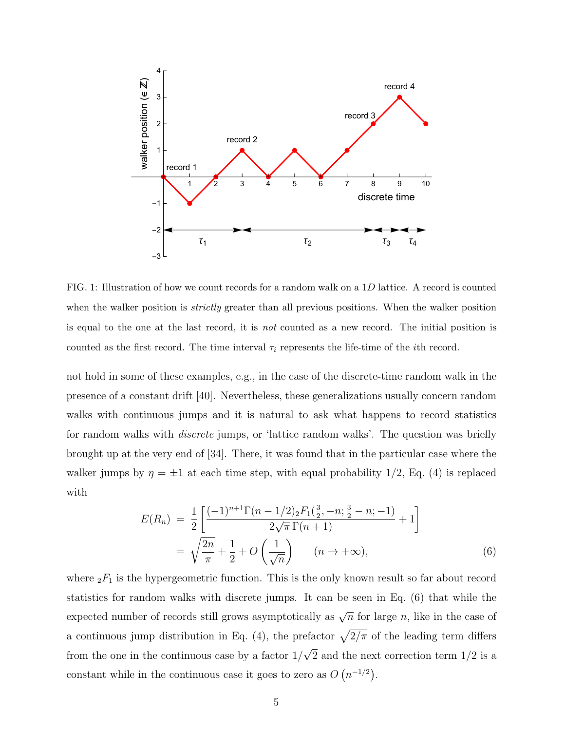FIG. 1: Illustration of how we count records for a random walk on a $1D$ lattice. A record is counted when the walker position is *strictly* greater than all previous positions. When the walker position is equal to the one at the last record, it is *not* counted as a new record. The initial position is counted as the first record. The time interval $\tau_i$ represents the life-time of the $i$th record.

not hold in some of these examples, e.g., in the case of the discrete-time random walk in the presence of a constant drift [40]. Nevertheless, these generalizations usually concern random walks with continuous jumps and it is natural to ask what happens to record statistics for random walks with *discrete* jumps, or 'lattice random walks'. The question was briefly brought up at the very end of [34]. There, it was found that in the particular case where the walker jumps by $\eta = \pm 1$ at each time step, with equal probability 1/2, Eq. (4) is replaced with

$$
\begin{aligned}
E(R_n) &= \frac{1}{2}\left[\frac{(-1)^{n+1}\Gamma(n-1/2)\,{}_2F_1(\frac{3}{2},-n;\frac{3}{2}-n;-1)}{2\sqrt{\pi}\,\Gamma(n+1)}+1\right] \\
&= \sqrt{\frac{2n}{\pi}}+\frac{1}{2}+O\left(\frac{1}{\sqrt{n}}\right) \qquad (n\to+\infty),
\end{aligned}
\tag{6}
$$

where ${}_2F_1$ is the hypergeometric function. This is the only known result so far about record statistics for random walks with discrete jumps. It can be seen in Eq. (6) that while the expected number of records still grows asymptotically as $\sqrt{n}$ for large $n$, like in the case of a continuous jump distribution in Eq. (4), the prefactor $\sqrt{2/\pi}$ of the leading term differs from the one in the continuous case by a factor $1/\sqrt{2}$ and the next correction term $1/2$ is a constant while in the continuous case it goes to zero as $O\left(n^{-1/2}\right)$.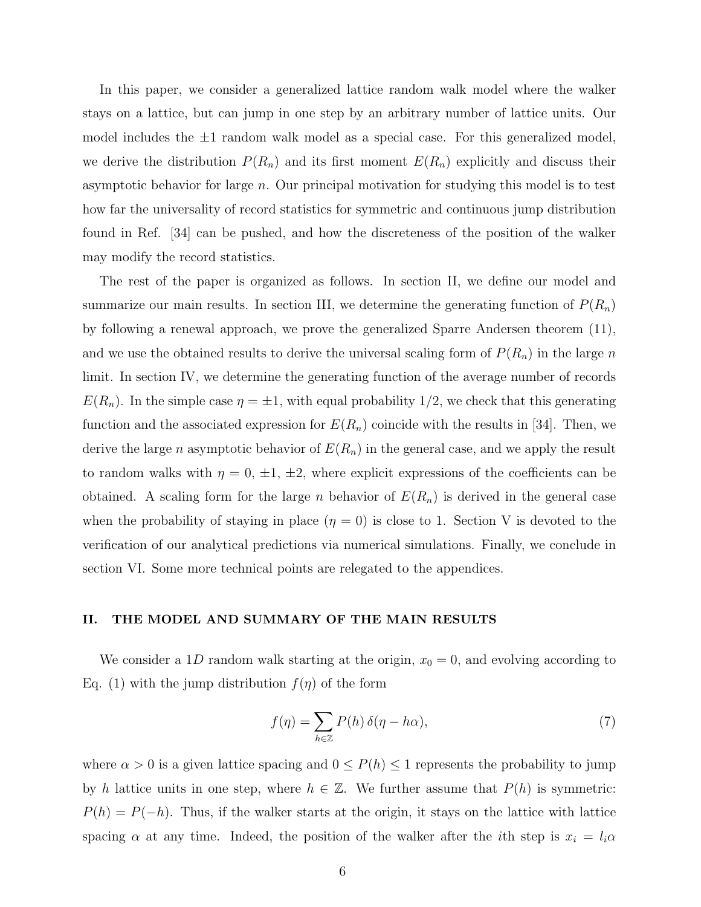In this paper, we consider a generalized lattice random walk model where the walker stays on a lattice, but can jump in one step by an arbitrary number of lattice units. Our model includes the $\pm 1$ random walk model as a special case. For this generalized model, we derive the distribution $P(R_n)$ and its first moment $E(R_n)$ explicitly and discuss their asymptotic behavior for large $n$. Our principal motivation for studying this model is to test how far the universality of record statistics for symmetric and continuous jump distribution found in Ref. [34] can be pushed, and how the discreteness of the position of the walker may modify the record statistics.

The rest of the paper is organized as follows. In section II, we define our model and summarize our main results. In section III, we determine the generating function of $P(R_n)$ by following a renewal approach, we prove the generalized Sparre Andersen theorem (11), and we use the obtained results to derive the universal scaling form of $P(R_n)$ in the large $n$ limit. In section IV, we determine the generating function of the average number of records $E(R_n)$. In the simple case $\eta = \pm 1$, with equal probability $1/2$, we check that this generating function and the associated expression for $E(R_n)$ coincide with the results in [34]. Then, we derive the large $n$ asymptotic behavior of $E(R_n)$ in the general case, and we apply the result to random walks with $\eta = 0, \pm 1, \pm 2$, where explicit expressions of the coefficients can be obtained. A scaling form for the large $n$ behavior of $E(R_n)$ is derived in the general case when the probability of staying in place ($\eta = 0$) is close to 1. Section V is devoted to the verification of our analytical predictions via numerical simulations. Finally, we conclude in section VI. Some more technical points are relegated to the appendices.

## II. THE MODEL AND SUMMARY OF THE MAIN RESULTS

We consider a $1D$ random walk starting at the origin, $x_0 = 0$, and evolving according to Eq. (1) with the jump distribution $f(\eta)$ of the form

$$f(\eta) = \sum_{h \in \mathbb{Z}} P(h)\, \delta(\eta - h\alpha), \tag{7}$$

where $\alpha > 0$ is a given lattice spacing and $0 \leq P(h) \leq 1$ represents the probability to jump by $h$ lattice units in one step, where $h \in \mathbb{Z}$. We further assume that $P(h)$ is symmetric: $P(h) = P(-h)$. Thus, if the walker starts at the origin, it stays on the lattice with lattice spacing $\alpha$ at any time. Indeed, the position of the walker after the $i$th step is $x_i = l_i \alpha$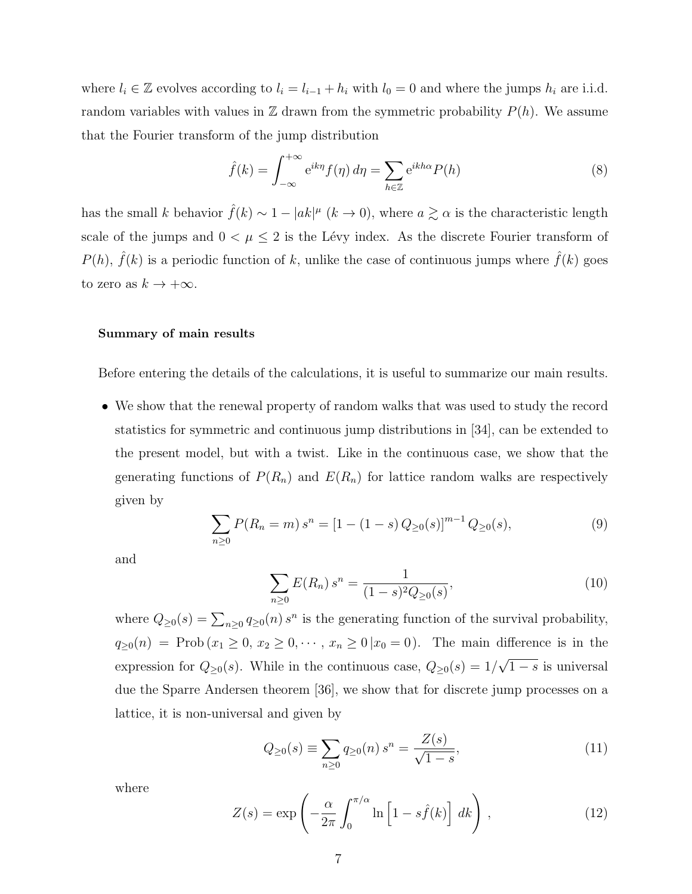where $l_i \in \mathbb{Z}$ evolves according to $l_i = l_{i-1} + h_i$ with $l_0 = 0$ and where the jumps $h_i$ are i.i.d. random variables with values in $\mathbb{Z}$ drawn from the symmetric probability $P(h)$. We assume that the Fourier transform of the jump distribution

$$\hat{f}(k) = \int_{-\infty}^{+\infty} \mathrm{e}^{ik\eta} f(\eta)\, d\eta = \sum_{h\in\mathbb{Z}} \mathrm{e}^{ikh\alpha} P(h) \tag{8}$$

has the small $k$ behavior $\hat{f}(k) \sim 1 - |ak|^\mu$ ($k \to 0$), where $a \gtrsim \alpha$ is the characteristic length scale of the jumps and $0 < \mu \leq 2$ is the Lévy index. As the discrete Fourier transform of $P(h)$, $\hat{f}(k)$ is a periodic function of $k$, unlike the case of continuous jumps where $\hat{f}(k)$ goes to zero as $k \to +\infty$.

**Summary of main results**

Before entering the details of the calculations, it is useful to summarize our main results.

- We show that the renewal property of random walks that was used to study the record statistics for symmetric and continuous jump distributions in [34], can be extended to the present model, but with a twist. Like in the continuous case, we show that the generating functions of $P(R_n)$ and $E(R_n)$ for lattice random walks are respectively given by

$$\sum_{n\geq 0} P(R_n = m)\, s^n = [1 - (1-s)\, Q_{\geq 0}(s)]^{m-1}\, Q_{\geq 0}(s), \tag{9}$$

and

$$\sum_{n\geq 0} E(R_n)\, s^n = \frac{1}{(1-s)^2 Q_{\geq 0}(s)}, \tag{10}$$

where $Q_{\geq 0}(s) = \sum_{n\geq 0} q_{\geq 0}(n)\, s^n$ is the generating function of the survival probability, $q_{\geq 0}(n) = \text{Prob}\,(x_1 \geq 0,\, x_2 \geq 0, \cdots, x_n \geq 0\,|x_0 = 0)$. The main difference is in the expression for $Q_{\geq 0}(s)$. While in the continuous case, $Q_{\geq 0}(s) = 1/\sqrt{1-s}$ is universal due the Sparre Andersen theorem [36], we show that for discrete jump processes on a lattice, it is non-universal and given by

$$Q_{\geq 0}(s) \equiv \sum_{n\geq 0} q_{\geq 0}(n)\, s^n = \frac{Z(s)}{\sqrt{1-s}}, \tag{11}$$

where

$$Z(s) = \exp\left( -\frac{\alpha}{2\pi} \int_0^{\pi/\alpha} \ln\left[1 - s\hat{f}(k)\right]\, dk \right), \tag{12}$$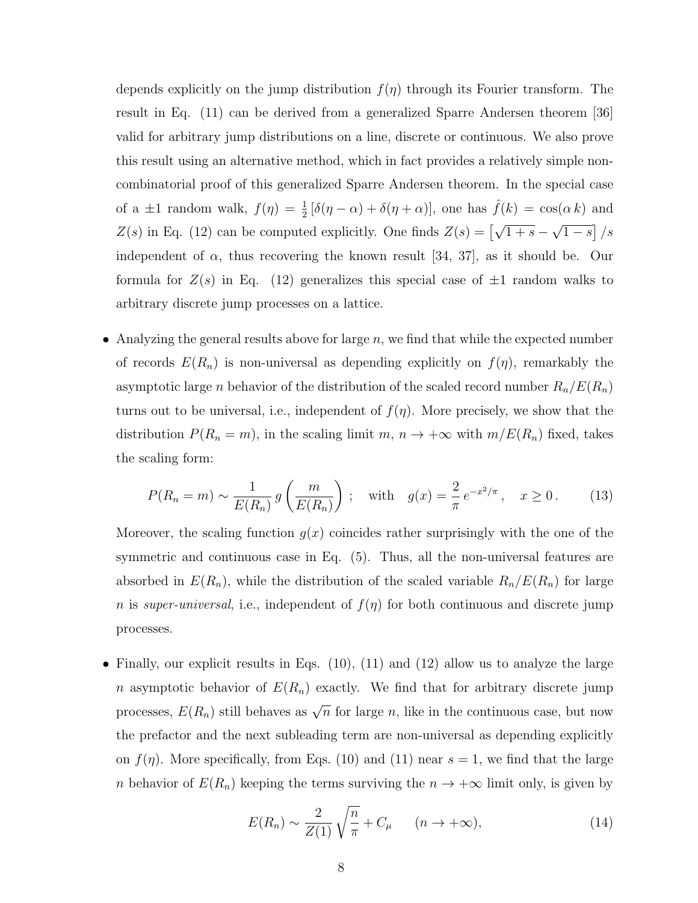depends explicitly on the jump distribution $f(\eta)$ through its Fourier transform. The result in Eq. (11) can be derived from a generalized Sparre Andersen theorem [36] valid for arbitrary jump distributions on a line, discrete or continuous. We also prove this result using an alternative method, which in fact provides a relatively simple non-combinatorial proof of this generalized Sparre Andersen theorem. In the special case of a $\pm 1$ random walk, $f(\eta) = \frac{1}{2}\left[\delta(\eta - \alpha) + \delta(\eta + \alpha)\right]$, one has $\hat{f}(k) = \cos(\alpha\, k)$ and $Z(s)$ in Eq. (12) can be computed explicitly. One finds $Z(s) = \left[\sqrt{1+s} - \sqrt{1-s}\right]/s$ independent of $\alpha$, thus recovering the known result [34, 37], as it should be. Our formula for $Z(s)$ in Eq. (12) generalizes this special case of $\pm 1$ random walks to arbitrary discrete jump processes on a lattice.

- Analyzing the general results above for large $n$, we find that while the expected number of records $E(R_n)$ is non-universal as depending explicitly on $f(\eta)$, remarkably the asymptotic large $n$ behavior of the distribution of the scaled record number $R_n/E(R_n)$ turns out to be universal, i.e., independent of $f(\eta)$. More precisely, we show that the distribution $P(R_n = m)$, in the scaling limit $m,\, n \to +\infty$ with $m/E(R_n)$ fixed, takes the scaling form:

$$P(R_n = m) \sim \frac{1}{E(R_n)}\, g\left(\frac{m}{E(R_n)}\right)\;;\quad \text{with}\quad g(x) = \frac{2}{\pi}\, e^{-x^2/\pi}\,,\quad x \geq 0\,. \tag{13}$$

  Moreover, the scaling function $g(x)$ coincides rather surprisingly with the one of the symmetric and continuous case in Eq. (5). Thus, all the non-universal features are absorbed in $E(R_n)$, while the distribution of the scaled variable $R_n/E(R_n)$ for large $n$ is *super-universal*, i.e., independent of $f(\eta)$ for both continuous and discrete jump processes.

- Finally, our explicit results in Eqs. (10), (11) and (12) allow us to analyze the large $n$ asymptotic behavior of $E(R_n)$ exactly. We find that for arbitrary discrete jump processes, $E(R_n)$ still behaves as $\sqrt{n}$ for large $n$, like in the continuous case, but now the prefactor and the next subleading term are non-universal as depending explicitly on $f(\eta)$. More specifically, from Eqs. (10) and (11) near $s = 1$, we find that the large $n$ behavior of $E(R_n)$ keeping the terms surviving the $n \to +\infty$ limit only, is given by

$$E(R_n) \sim \frac{2}{Z(1)}\sqrt{\frac{n}{\pi}} + C_\mu \qquad (n \to +\infty), \tag{14}$$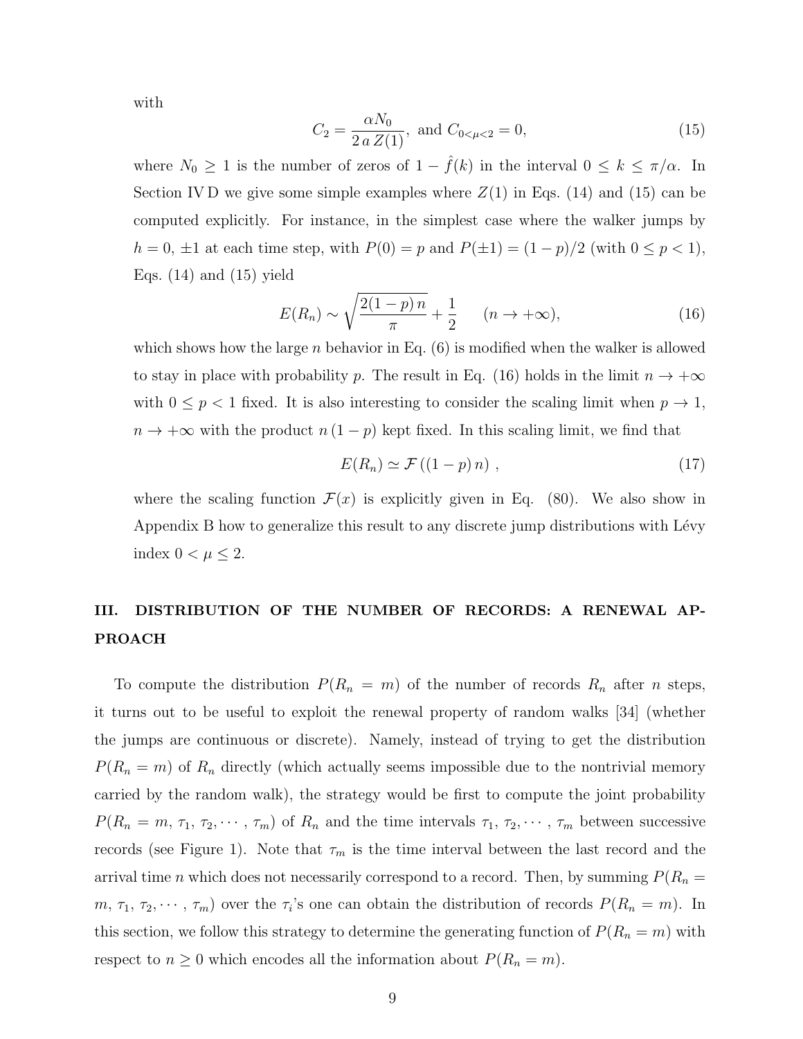with

$$C_2 = \frac{\alpha N_0}{2\,a\,Z(1)}, \text{ and } C_{0<\mu<2} = 0, \tag{15}$$

where $N_0 \geq 1$ is the number of zeros of $1 - \hat{f}(k)$ in the interval $0 \leq k \leq \pi/\alpha$. In Section IV D we give some simple examples where $Z(1)$ in Eqs. (14) and (15) can be computed explicitly. For instance, in the simplest case where the walker jumps by $h = 0, \pm 1$ at each time step, with $P(0) = p$ and $P(\pm 1) = (1-p)/2$ (with $0 \leq p < 1$), Eqs. (14) and (15) yield

$$E(R_n) \sim \sqrt{\frac{2(1-p)\,n}{\pi}} + \frac{1}{2} \qquad (n \to +\infty), \tag{16}$$

which shows how the large $n$ behavior in Eq. (6) is modified when the walker is allowed to stay in place with probability $p$. The result in Eq. (16) holds in the limit $n \to +\infty$ with $0 \leq p < 1$ fixed. It is also interesting to consider the scaling limit when $p \to 1$, $n \to +\infty$ with the product $n\,(1-p)$ kept fixed. In this scaling limit, we find that

$$E(R_n) \simeq \mathcal{F}\left((1-p)\,n\right)\,, \tag{17}$$

where the scaling function $\mathcal{F}(x)$ is explicitly given in Eq. (80). We also show in Appendix B how to generalize this result to any discrete jump distributions with Lévy index $0 < \mu \leq 2$.

## III. DISTRIBUTION OF THE NUMBER OF RECORDS: A RENEWAL APPROACH

To compute the distribution $P(R_n = m)$ of the number of records $R_n$ after $n$ steps, it turns out to be useful to exploit the renewal property of random walks [34] (whether the jumps are continuous or discrete). Namely, instead of trying to get the distribution $P(R_n = m)$ of $R_n$ directly (which actually seems impossible due to the nontrivial memory carried by the random walk), the strategy would be first to compute the joint probability $P(R_n = m, \tau_1, \tau_2, \cdots, \tau_m)$ of $R_n$ and the time intervals $\tau_1, \tau_2, \cdots, \tau_m$ between successive records (see Figure 1). Note that $\tau_m$ is the time interval between the last record and the arrival time $n$ which does not necessarily correspond to a record. Then, by summing $P(R_n = m, \tau_1, \tau_2, \cdots, \tau_m)$ over the $\tau_i$'s one can obtain the distribution of records $P(R_n = m)$. In this section, we follow this strategy to determine the generating function of $P(R_n = m)$ with respect to $n \geq 0$ which encodes all the information about $P(R_n = m)$.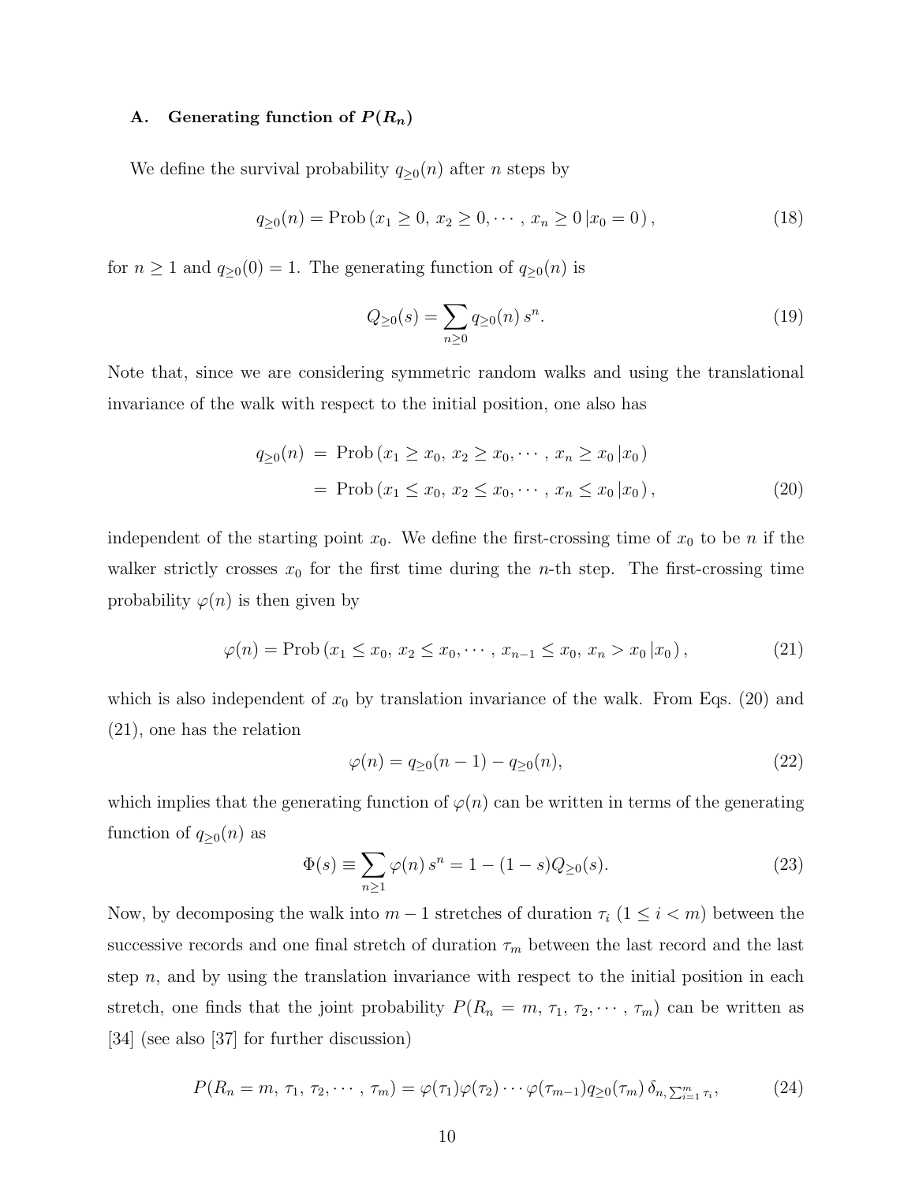### A. Generating function of $P(R_n)$

We define the survival probability $q_{\geq 0}(n)$ after $n$ steps by

$$q_{\geq 0}(n) = \text{Prob}\left(x_1 \geq 0,\, x_2 \geq 0, \cdots,\, x_n \geq 0 \,|x_0 = 0\right), \tag{18}$$

for $n \geq 1$ and $q_{\geq 0}(0) = 1$. The generating function of $q_{\geq 0}(n)$ is

$$Q_{\geq 0}(s) = \sum_{n \geq 0} q_{\geq 0}(n)\, s^n. \tag{19}$$

Note that, since we are considering symmetric random walks and using the translational invariance of the walk with respect to the initial position, one also has

$$\begin{aligned} q_{\geq 0}(n) &= \text{Prob}\left(x_1 \geq x_0,\, x_2 \geq x_0, \cdots,\, x_n \geq x_0 \,|x_0\right) \\ &= \text{Prob}\left(x_1 \leq x_0,\, x_2 \leq x_0, \cdots,\, x_n \leq x_0 \,|x_0\right), \end{aligned} \tag{20}$$

independent of the starting point $x_0$. We define the first-crossing time of $x_0$ to be $n$ if the walker strictly crosses $x_0$ for the first time during the $n$-th step. The first-crossing time probability $\varphi(n)$ is then given by

$$\varphi(n) = \text{Prob}\left(x_1 \leq x_0,\, x_2 \leq x_0, \cdots,\, x_{n-1} \leq x_0,\, x_n > x_0 \,|x_0\right), \tag{21}$$

which is also independent of $x_0$ by translation invariance of the walk. From Eqs. (20) and (21), one has the relation

$$\varphi(n) = q_{\geq 0}(n-1) - q_{\geq 0}(n), \tag{22}$$

which implies that the generating function of $\varphi(n)$ can be written in terms of the generating function of $q_{\geq 0}(n)$ as

$$\Phi(s) \equiv \sum_{n \geq 1} \varphi(n)\, s^n = 1 - (1-s) Q_{\geq 0}(s). \tag{23}$$

Now, by decomposing the walk into $m-1$ stretches of duration $\tau_i$ ($1 \leq i < m$) between the successive records and one final stretch of duration $\tau_m$ between the last record and the last step $n$, and by using the translation invariance with respect to the initial position in each stretch, one finds that the joint probability $P(R_n = m,\, \tau_1,\, \tau_2, \cdots,\, \tau_m)$ can be written as [34] (see also [37] for further discussion)

$$P(R_n = m,\, \tau_1,\, \tau_2, \cdots,\, \tau_m) = \varphi(\tau_1)\varphi(\tau_2)\cdots\varphi(\tau_{m-1}) q_{\geq 0}(\tau_m)\, \delta_{n, \sum_{i=1}^m \tau_i}, \tag{24}$$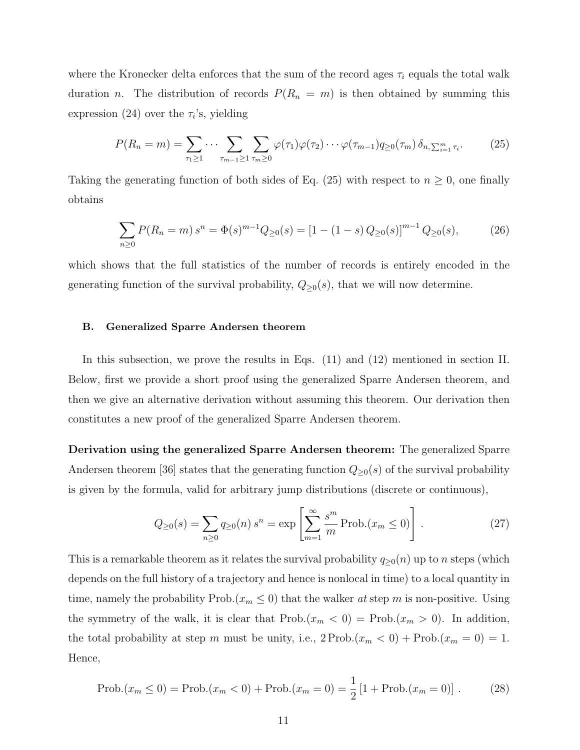where the Kronecker delta enforces that the sum of the record ages $\tau_i$ equals the total walk duration $n$. The distribution of records $P(R_n = m)$ is then obtained by summing this expression (24) over the $\tau_i$'s, yielding

$$P(R_n = m) = \sum_{\tau_1 \geq 1} \cdots \sum_{\tau_{m-1} \geq 1} \sum_{\tau_m \geq 0} \varphi(\tau_1)\varphi(\tau_2) \cdots \varphi(\tau_{m-1}) q_{\geq 0}(\tau_m) \, \delta_{n, \sum_{i=1}^m \tau_i} . \tag{25}$$

Taking the generating function of both sides of Eq. (25) with respect to $n \geq 0$, one finally obtains

$$\sum_{n \geq 0} P(R_n = m) \, s^n = \Phi(s)^{m-1} Q_{\geq 0}(s) = \left[1 - (1-s) \, Q_{\geq 0}(s)\right]^{m-1} Q_{\geq 0}(s), \tag{26}$$

which shows that the full statistics of the number of records is entirely encoded in the generating function of the survival probability, $Q_{\geq 0}(s)$, that we will now determine.

### B. Generalized Sparre Andersen theorem

In this subsection, we prove the results in Eqs. (11) and (12) mentioned in section II. Below, first we provide a short proof using the generalized Sparre Andersen theorem, and then we give an alternative derivation without assuming this theorem. Our derivation then constitutes a new proof of the generalized Sparre Andersen theorem.

**Derivation using the generalized Sparre Andersen theorem:** The generalized Sparre Andersen theorem [36] states that the generating function $Q_{\geq 0}(s)$ of the survival probability is given by the formula, valid for arbitrary jump distributions (discrete or continuous),

$$Q_{\geq 0}(s) = \sum_{n \geq 0} q_{\geq 0}(n) \, s^n = \exp\left[\sum_{m=1}^{\infty} \frac{s^m}{m} \, \text{Prob.}(x_m \leq 0)\right] . \tag{27}$$

This is a remarkable theorem as it relates the survival probability $q_{\geq 0}(n)$ up to $n$ steps (which depends on the full history of a trajectory and hence is nonlocal in time) to a local quantity in time, namely the probability $\text{Prob.}(x_m \leq 0)$ that the walker *at* step $m$ is non-positive. Using the symmetry of the walk, it is clear that $\text{Prob.}(x_m < 0) = \text{Prob.}(x_m > 0)$. In addition, the total probability at step $m$ must be unity, i.e., $2 \, \text{Prob.}(x_m < 0) + \text{Prob.}(x_m = 0) = 1$. Hence,

$$\text{Prob.}(x_m \leq 0) = \text{Prob.}(x_m < 0) + \text{Prob.}(x_m = 0) = \frac{1}{2}\left[1 + \text{Prob.}(x_m = 0)\right] . \tag{28}$$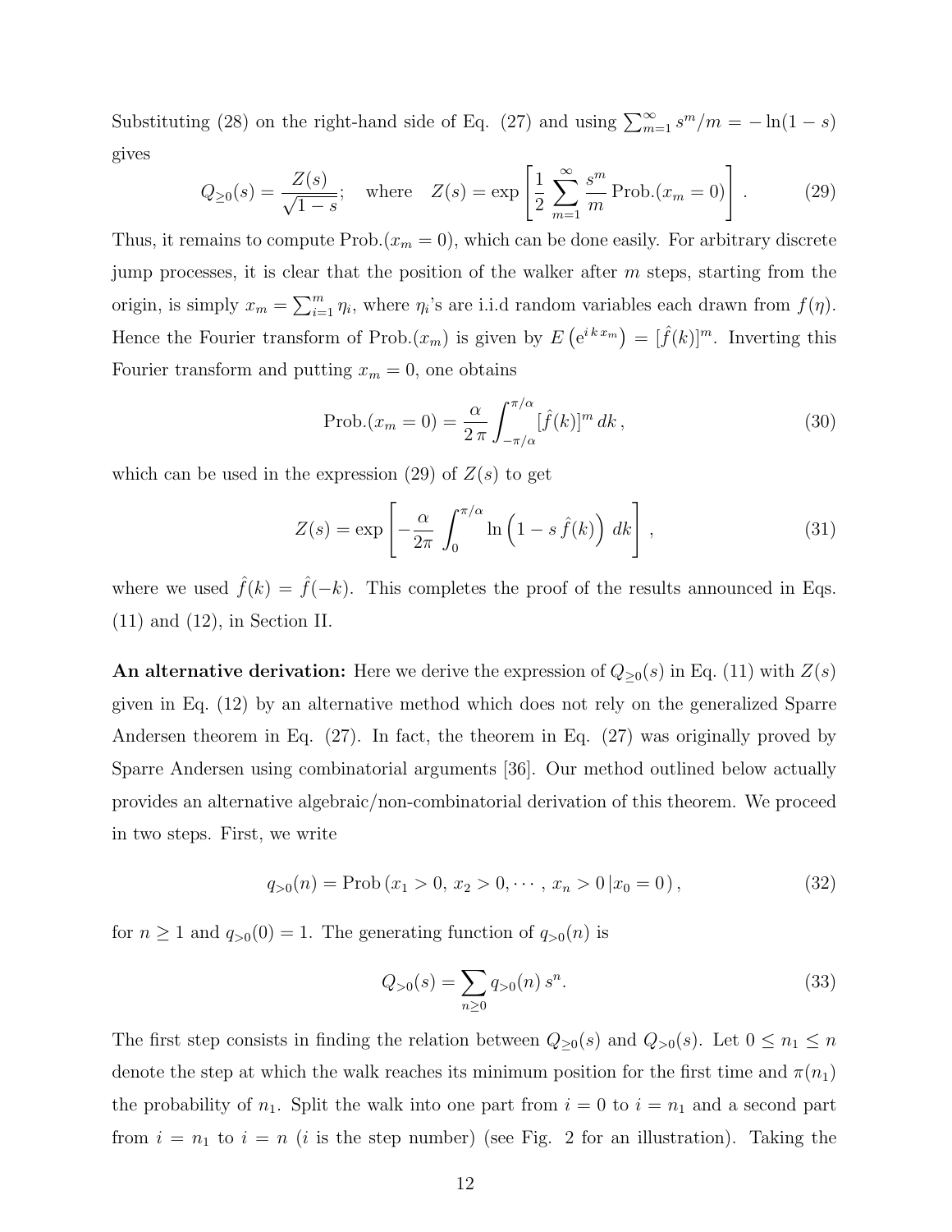Substituting (28) on the right-hand side of Eq. (27) and using $\sum_{m=1}^{\infty} s^m/m = -\ln(1-s)$ gives

$$Q_{\geq 0}(s) = \frac{Z(s)}{\sqrt{1-s}}; \quad \text{where} \quad Z(s) = \exp\left[\frac{1}{2}\sum_{m=1}^{\infty} \frac{s^m}{m}\,\text{Prob.}(x_m = 0)\right]. \tag{29}$$

Thus, it remains to compute $\text{Prob.}(x_m = 0)$, which can be done easily. For arbitrary discrete jump processes, it is clear that the position of the walker after $m$ steps, starting from the origin, is simply $x_m = \sum_{i=1}^{m} \eta_i$, where $\eta_i$'s are i.i.d random variables each drawn from $f(\eta)$. Hence the Fourier transform of $\text{Prob.}(x_m)$ is given by $E\left(e^{i\,k\,x_m}\right) = [\hat{f}(k)]^m$. Inverting this Fourier transform and putting $x_m = 0$, one obtains

$$\text{Prob.}(x_m = 0) = \frac{\alpha}{2\,\pi}\int_{-\pi/\alpha}^{\pi/\alpha} [\hat{f}(k)]^m\, dk\,, \tag{30}$$

which can be used in the expression (29) of $Z(s)$ to get

$$Z(s) = \exp\left[-\frac{\alpha}{2\pi}\int_0^{\pi/\alpha} \ln\left(1 - s\,\hat{f}(k)\right)\, dk\right], \tag{31}$$

where we used $\hat{f}(k) = \hat{f}(-k)$. This completes the proof of the results announced in Eqs. (11) and (12), in Section II.

**An alternative derivation:** Here we derive the expression of $Q_{\geq 0}(s)$ in Eq. (11) with $Z(s)$ given in Eq. (12) by an alternative method which does not rely on the generalized Sparre Andersen theorem in Eq. (27). In fact, the theorem in Eq. (27) was originally proved by Sparre Andersen using combinatorial arguments [36]. Our method outlined below actually provides an alternative algebraic/non-combinatorial derivation of this theorem. We proceed in two steps. First, we write

$$q_{>0}(n) = \text{Prob}\left(x_1 > 0,\, x_2 > 0, \cdots,\, x_n > 0\,|x_0 = 0\right), \tag{32}$$

for $n \geq 1$ and $q_{>0}(0) = 1$. The generating function of $q_{>0}(n)$ is

$$Q_{>0}(s) = \sum_{n\geq 0} q_{>0}(n)\, s^n. \tag{33}$$

The first step consists in finding the relation between $Q_{\geq 0}(s)$ and $Q_{>0}(s)$. Let $0 \leq n_1 \leq n$ denote the step at which the walk reaches its minimum position for the first time and $\pi(n_1)$ the probability of $n_1$. Split the walk into one part from $i = 0$ to $i = n_1$ and a second part from $i = n_1$ to $i = n$ ($i$ is the step number) (see Fig. 2 for an illustration). Taking the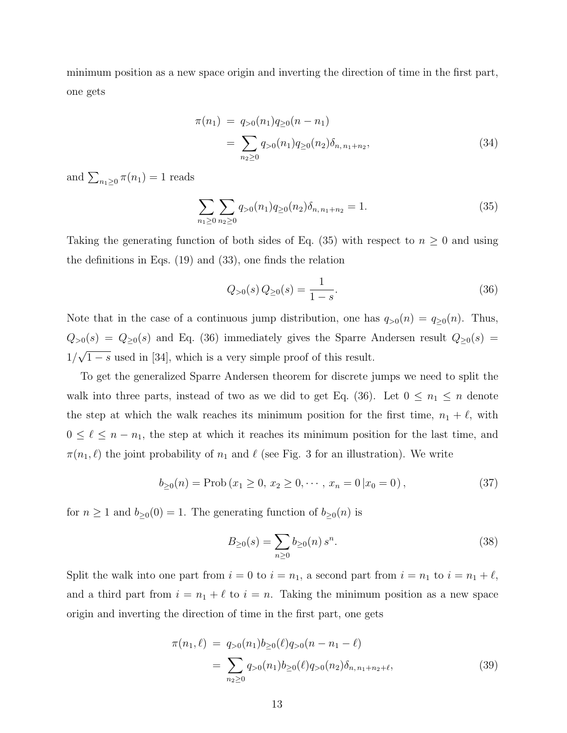minimum position as a new space origin and inverting the direction of time in the first part, one gets

$$
\begin{aligned}
\pi(n_1) &= q_{>0}(n_1) q_{\geq 0}(n - n_1) \\
&= \sum_{n_2 \geq 0} q_{>0}(n_1) q_{\geq 0}(n_2) \delta_{n,\, n_1+n_2}, \qquad (34)
\end{aligned}
$$

and $\sum_{n_1 \geq 0} \pi(n_1) = 1$ reads

$$
\sum_{n_1 \geq 0} \sum_{n_2 \geq 0} q_{>0}(n_1) q_{\geq 0}(n_2) \delta_{n,\, n_1+n_2} = 1. \qquad (35)
$$

Taking the generating function of both sides of Eq. (35) with respect to $n \geq 0$ and using the definitions in Eqs. (19) and (33), one finds the relation

$$
Q_{>0}(s)\, Q_{\geq 0}(s) = \frac{1}{1-s}. \qquad (36)
$$

Note that in the case of a continuous jump distribution, one has $q_{>0}(n) = q_{\geq 0}(n)$. Thus, $Q_{>0}(s) = Q_{\geq 0}(s)$ and Eq. (36) immediately gives the Sparre Andersen result $Q_{\geq 0}(s) = 1/\sqrt{1-s}$ used in [34], which is a very simple proof of this result.

To get the generalized Sparre Andersen theorem for discrete jumps we need to split the walk into three parts, instead of two as we did to get Eq. (36). Let $0 \leq n_1 \leq n$ denote the step at which the walk reaches its minimum position for the first time, $n_1 + \ell$, with $0 \leq \ell \leq n - n_1$, the step at which it reaches its minimum position for the last time, and $\pi(n_1, \ell)$ the joint probability of $n_1$ and $\ell$ (see Fig. 3 for an illustration). We write

$$
b_{\geq 0}(n) = \text{Prob}\left(x_1 \geq 0,\, x_2 \geq 0, \cdots,\, x_n = 0\, | x_0 = 0\right), \qquad (37)
$$

for $n \geq 1$ and $b_{\geq 0}(0) = 1$. The generating function of $b_{\geq 0}(n)$ is

$$
B_{\geq 0}(s) = \sum_{n \geq 0} b_{\geq 0}(n)\, s^n. \qquad (38)
$$

Split the walk into one part from $i = 0$ to $i = n_1$, a second part from $i = n_1$ to $i = n_1 + \ell$, and a third part from $i = n_1 + \ell$ to $i = n$. Taking the minimum position as a new space origin and inverting the direction of time in the first part, one gets

$$
\begin{aligned}
\pi(n_1, \ell) &= q_{>0}(n_1) b_{\geq 0}(\ell) q_{>0}(n - n_1 - \ell) \\
&= \sum_{n_2 \geq 0} q_{>0}(n_1) b_{\geq 0}(\ell) q_{>0}(n_2) \delta_{n,\, n_1+n_2+\ell}, \qquad (39)
\end{aligned}
$$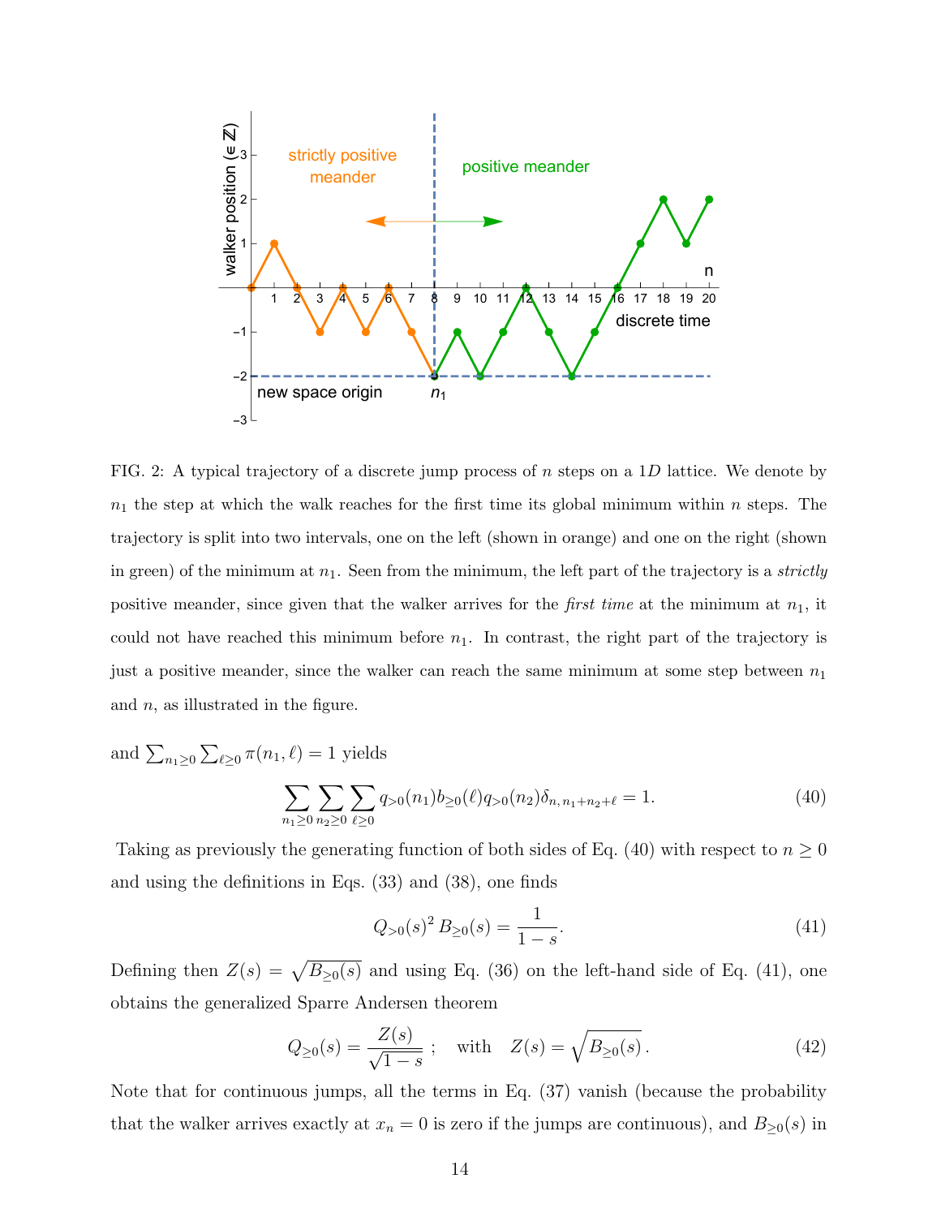FIG. 2: A typical trajectory of a discrete jump process of $n$ steps on a $1D$ lattice. We denote by $n_1$ the step at which the walk reaches for the first time its global minimum within $n$ steps. The trajectory is split into two intervals, one on the left (shown in orange) and one on the right (shown in green) of the minimum at $n_1$. Seen from the minimum, the left part of the trajectory is a *strictly* positive meander, since given that the walker arrives for the *first time* at the minimum at $n_1$, it could not have reached this minimum before $n_1$. In contrast, the right part of the trajectory is just a positive meander, since the walker can reach the same minimum at some step between $n_1$ and $n$, as illustrated in the figure.

and $\sum_{n_1 \geq 0} \sum_{\ell \geq 0} \pi(n_1, \ell) = 1$ yields

$$\sum_{n_1 \geq 0} \sum_{n_2 \geq 0} \sum_{\ell \geq 0} q_{>0}(n_1) b_{\geq 0}(\ell) q_{>0}(n_2) \delta_{n,\, n_1+n_2+\ell} = 1. \tag{40}$$

Taking as previously the generating function of both sides of Eq. (40) with respect to $n \geq 0$ and using the definitions in Eqs. (33) and (38), one finds

$$Q_{>0}(s)^2 \, B_{\geq 0}(s) = \frac{1}{1-s}. \tag{41}$$

Defining then $Z(s) = \sqrt{B_{\geq 0}(s)}$ and using Eq. (36) on the left-hand side of Eq. (41), one obtains the generalized Sparre Andersen theorem

$$Q_{\geq 0}(s) = \frac{Z(s)}{\sqrt{1-s}} \; ; \quad \text{with} \quad Z(s) = \sqrt{B_{\geq 0}(s)}\,. \tag{42}$$

Note that for continuous jumps, all the terms in Eq. (37) vanish (because the probability that the walker arrives exactly at $x_n = 0$ is zero if the jumps are continuous), and $B_{\geq 0}(s)$ in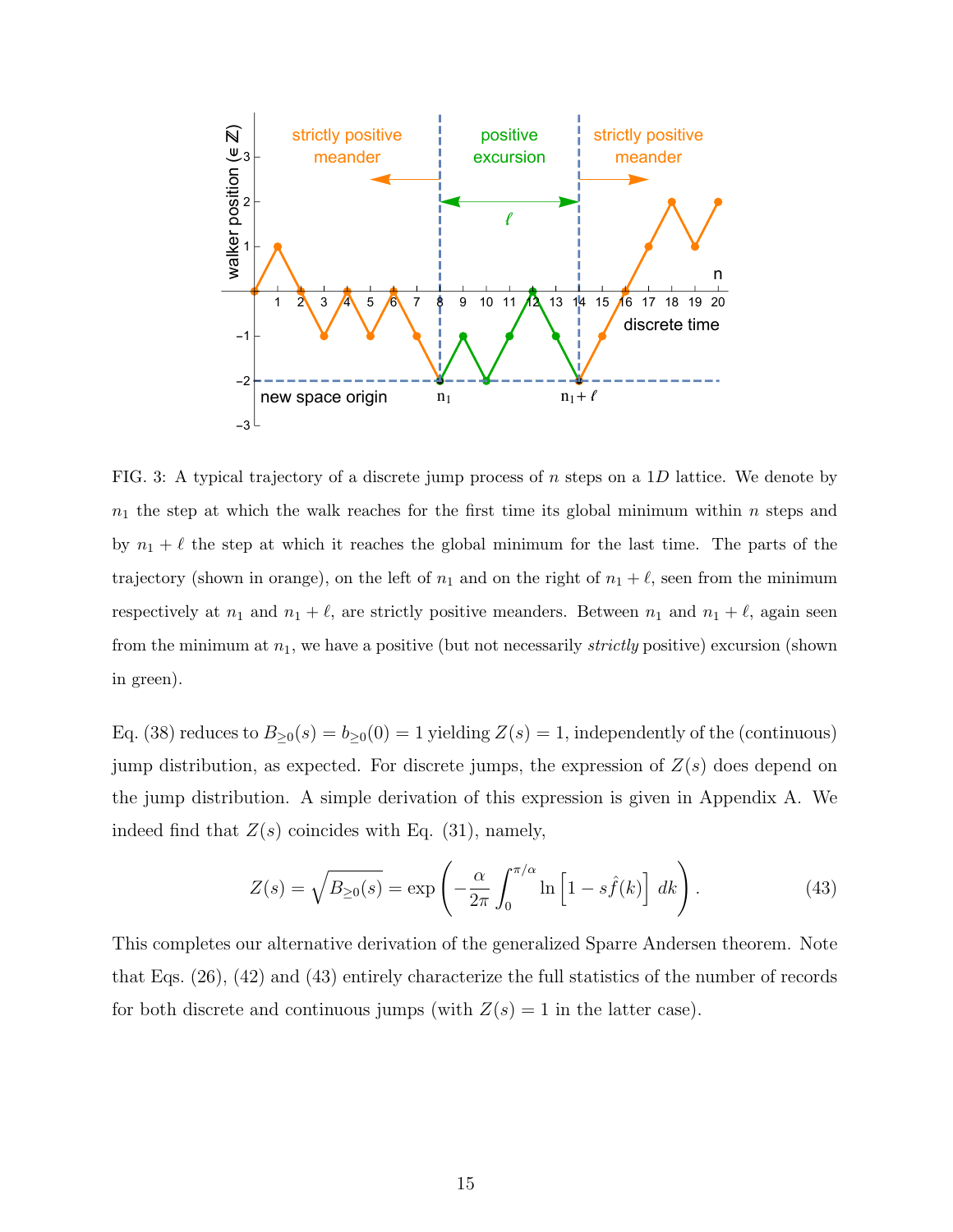FIG. 3: A typical trajectory of a discrete jump process of $n$ steps on a $1D$ lattice. We denote by $n_1$ the step at which the walk reaches for the first time its global minimum within $n$ steps and by $n_1 + \ell$ the step at which it reaches the global minimum for the last time. The parts of the trajectory (shown in orange), on the left of $n_1$ and on the right of $n_1 + \ell$, seen from the minimum respectively at $n_1$ and $n_1 + \ell$, are strictly positive meanders. Between $n_1$ and $n_1 + \ell$, again seen from the minimum at $n_1$, we have a positive (but not necessarily *strictly* positive) excursion (shown in green).

Eq. (38) reduces to $B_{\geq 0}(s) = b_{\geq 0}(0) = 1$ yielding $Z(s) = 1$, independently of the (continuous) jump distribution, as expected. For discrete jumps, the expression of $Z(s)$ does depend on the jump distribution. A simple derivation of this expression is given in Appendix A. We indeed find that $Z(s)$ coincides with Eq. (31), namely,

$$Z(s) = \sqrt{B_{\geq 0}(s)} = \exp\left( -\frac{\alpha}{2\pi} \int_0^{\pi/\alpha} \ln\left[1 - s\hat{f}(k)\right] \, dk \right) . \tag{43}$$

This completes our alternative derivation of the generalized Sparre Andersen theorem. Note that Eqs. (26), (42) and (43) entirely characterize the full statistics of the number of records for both discrete and continuous jumps (with $Z(s) = 1$ in the latter case).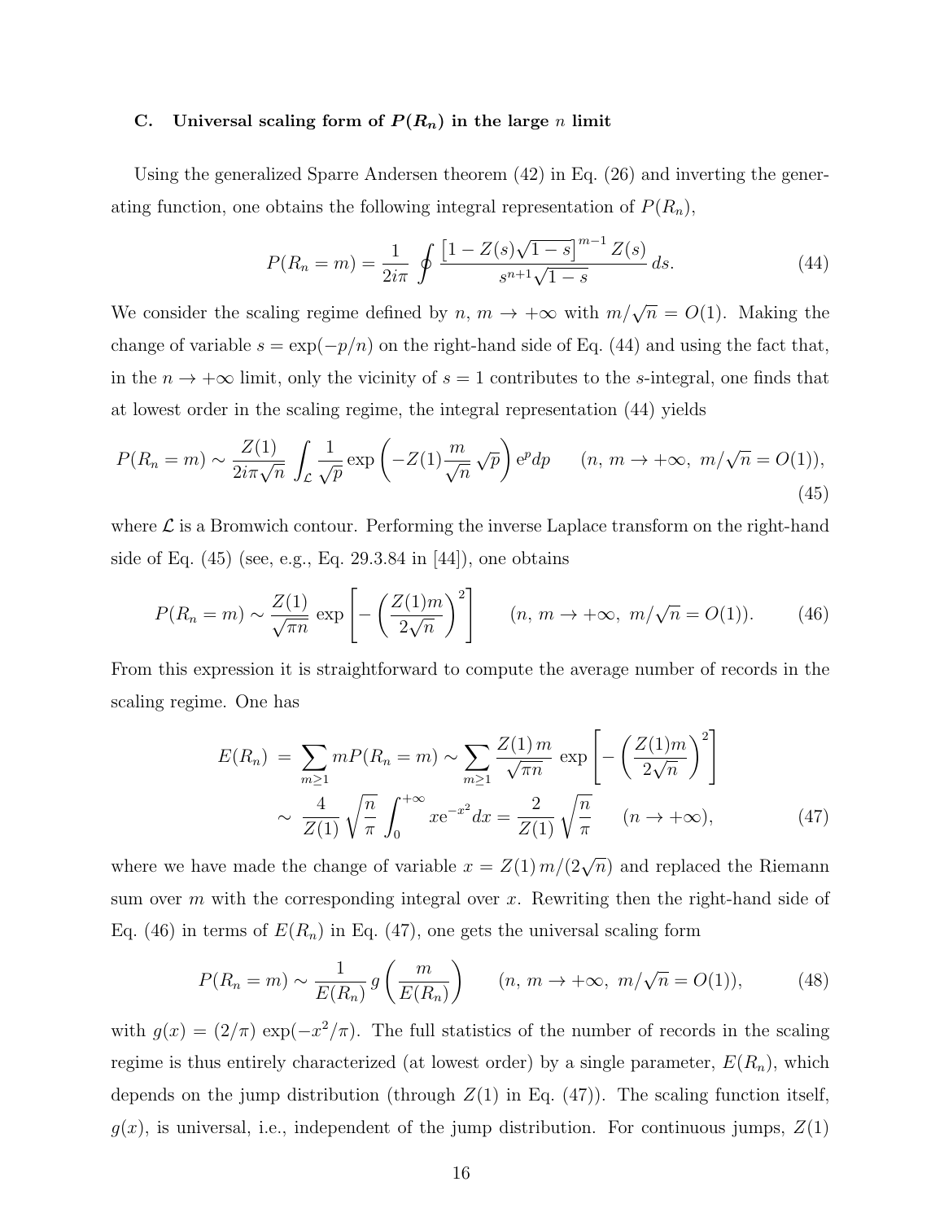### C. Universal scaling form of $P(R_n)$ in the large $n$ limit

Using the generalized Sparre Andersen theorem (42) in Eq. (26) and inverting the generating function, one obtains the following integral representation of $P(R_n)$,

$$P(R_n = m) = \frac{1}{2i\pi} \oint \frac{\left[1 - Z(s)\sqrt{1-s}\right]^{m-1} Z(s)}{s^{n+1}\sqrt{1-s}}\, ds. \tag{44}$$

We consider the scaling regime defined by $n,\, m \to +\infty$ with $m/\sqrt{n} = O(1)$. Making the change of variable $s = \exp(-p/n)$ on the right-hand side of Eq. (44) and using the fact that, in the $n \to +\infty$ limit, only the vicinity of $s = 1$ contributes to the $s$-integral, one finds that at lowest order in the scaling regime, the integral representation (44) yields

$$P(R_n = m) \sim \frac{Z(1)}{2i\pi\sqrt{n}} \int_{\mathcal{L}} \frac{1}{\sqrt{p}} \exp\left(-Z(1)\frac{m}{\sqrt{n}}\,\sqrt{p}\right) \mathrm{e}^{p} dp \qquad (n,\, m \to +\infty,\ m/\sqrt{n} = O(1)), \tag{45}$$

where $\mathcal{L}$ is a Bromwich contour. Performing the inverse Laplace transform on the right-hand side of Eq. (45) (see, e.g., Eq. 29.3.84 in [44]), one obtains

$$P(R_n = m) \sim \frac{Z(1)}{\sqrt{\pi n}}\, \exp\left[-\left(\frac{Z(1)m}{2\sqrt{n}}\right)^2\right] \qquad (n,\, m \to +\infty,\ m/\sqrt{n} = O(1)). \tag{46}$$

From this expression it is straightforward to compute the average number of records in the scaling regime. One has

$$\begin{aligned} E(R_n) \;&=\; \sum_{m \geq 1} m P(R_n = m) \sim \sum_{m \geq 1} \frac{Z(1)\, m}{\sqrt{\pi n}}\, \exp\left[-\left(\frac{Z(1)m}{2\sqrt{n}}\right)^2\right] \\ &\sim\; \frac{4}{Z(1)}\sqrt{\frac{n}{\pi}} \int_0^{+\infty} x \mathrm{e}^{-x^2} dx = \frac{2}{Z(1)}\sqrt{\frac{n}{\pi}} \qquad (n \to +\infty), \end{aligned} \tag{47}$$

where we have made the change of variable $x = Z(1)\, m/(2\sqrt{n})$ and replaced the Riemann sum over $m$ with the corresponding integral over $x$. Rewriting then the right-hand side of Eq. (46) in terms of $E(R_n)$ in Eq. (47), one gets the universal scaling form

$$P(R_n = m) \sim \frac{1}{E(R_n)}\, g\left(\frac{m}{E(R_n)}\right) \qquad (n,\, m \to +\infty,\ m/\sqrt{n} = O(1)), \tag{48}$$

with $g(x) = (2/\pi)\, \exp(-x^2/\pi)$. The full statistics of the number of records in the scaling regime is thus entirely characterized (at lowest order) by a single parameter, $E(R_n)$, which depends on the jump distribution (through $Z(1)$ in Eq. (47)). The scaling function itself, $g(x)$, is universal, i.e., independent of the jump distribution. For continuous jumps, $Z(1)$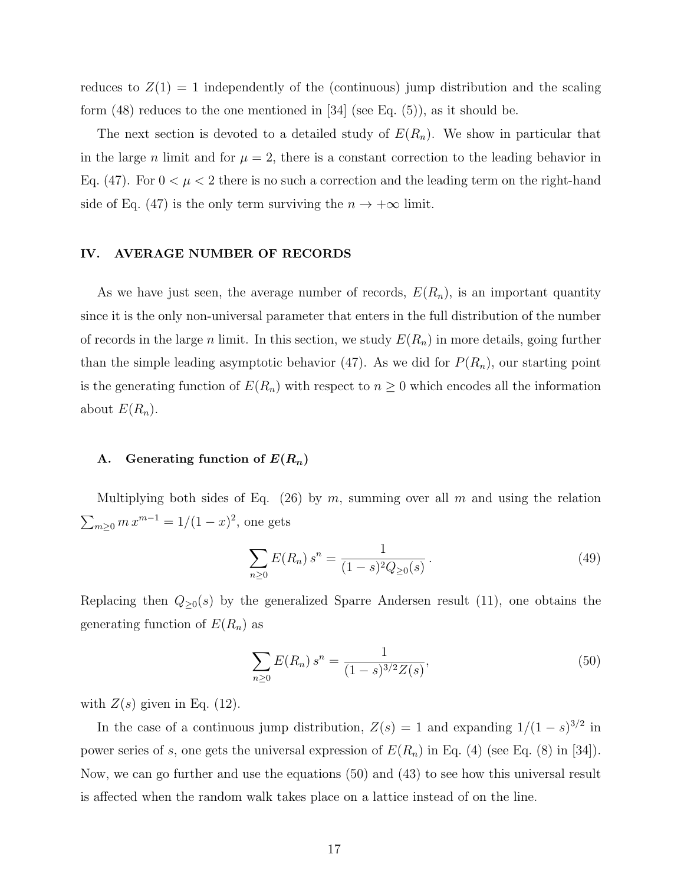reduces to $Z(1) = 1$ independently of the (continuous) jump distribution and the scaling form (48) reduces to the one mentioned in [34] (see Eq. (5)), as it should be.

The next section is devoted to a detailed study of $E(R_n)$. We show in particular that in the large $n$ limit and for $\mu = 2$, there is a constant correction to the leading behavior in Eq. (47). For $0 < \mu < 2$ there is no such a correction and the leading term on the right-hand side of Eq. (47) is the only term surviving the $n \to +\infty$ limit.

## IV. AVERAGE NUMBER OF RECORDS

As we have just seen, the average number of records, $E(R_n)$, is an important quantity since it is the only non-universal parameter that enters in the full distribution of the number of records in the large $n$ limit. In this section, we study $E(R_n)$ in more details, going further than the simple leading asymptotic behavior (47). As we did for $P(R_n)$, our starting point is the generating function of $E(R_n)$ with respect to $n \geq 0$ which encodes all the information about $E(R_n)$.

### A. Generating function of $E(R_n)$

Multiplying both sides of Eq. (26) by $m$, summing over all $m$ and using the relation $\sum_{m\geq 0} m\, x^{m-1} = 1/(1-x)^2$, one gets

$$\sum_{n\geq 0} E(R_n)\, s^n = \frac{1}{(1-s)^2 Q_{\geq 0}(s)}\,. \tag{49}$$

Replacing then $Q_{\geq 0}(s)$ by the generalized Sparre Andersen result (11), one obtains the generating function of $E(R_n)$ as

$$\sum_{n\geq 0} E(R_n)\, s^n = \frac{1}{(1-s)^{3/2} Z(s)}, \tag{50}$$

with $Z(s)$ given in Eq. (12).

In the case of a continuous jump distribution, $Z(s) = 1$ and expanding $1/(1-s)^{3/2}$ in power series of $s$, one gets the universal expression of $E(R_n)$ in Eq. (4) (see Eq. (8) in [34]). Now, we can go further and use the equations (50) and (43) to see how this universal result is affected when the random walk takes place on a lattice instead of on the line.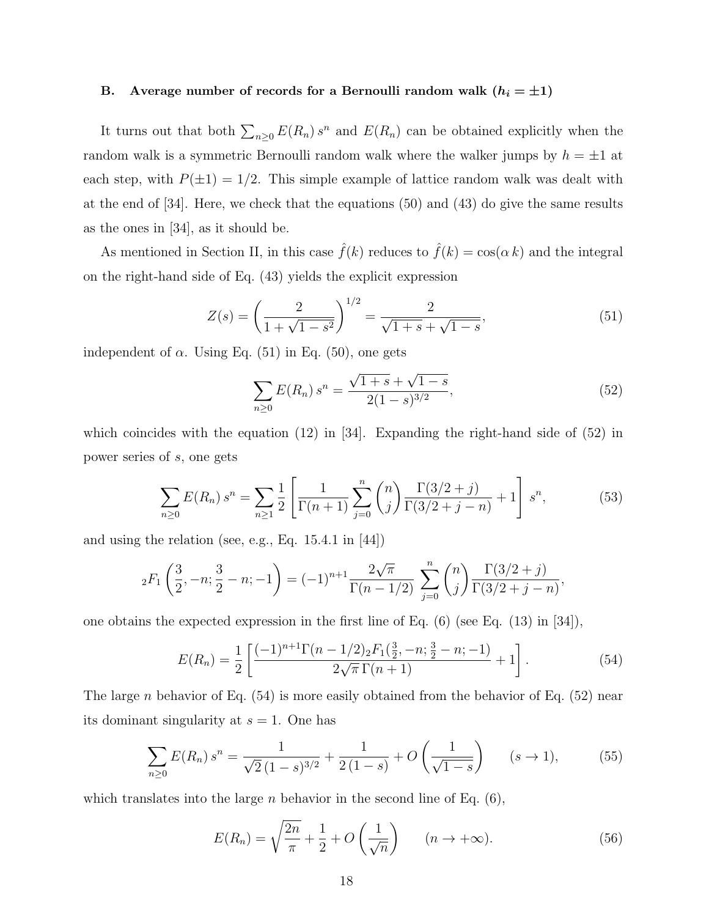### B. Average number of records for a Bernoulli random walk ($h_i = \pm 1$)

It turns out that both $\sum_{n\geq 0} E(R_n)\, s^n$ and $E(R_n)$ can be obtained explicitly when the random walk is a symmetric Bernoulli random walk where the walker jumps by $h = \pm 1$ at each step, with $P(\pm 1) = 1/2$. This simple example of lattice random walk was dealt with at the end of [34]. Here, we check that the equations (50) and (43) do give the same results as the ones in [34], as it should be.

As mentioned in Section II, in this case $\hat{f}(k)$ reduces to $\hat{f}(k) = \cos(\alpha\, k)$ and the integral on the right-hand side of Eq. (43) yields the explicit expression

$$Z(s) = \left(\frac{2}{1+\sqrt{1-s^2}}\right)^{1/2} = \frac{2}{\sqrt{1+s}+\sqrt{1-s}}, \tag{51}$$

independent of $\alpha$. Using Eq. (51) in Eq. (50), one gets

$$\sum_{n\geq 0} E(R_n)\, s^n = \frac{\sqrt{1+s}+\sqrt{1-s}}{2(1-s)^{3/2}}, \tag{52}$$

which coincides with the equation (12) in [34]. Expanding the right-hand side of (52) in power series of $s$, one gets

$$\sum_{n\geq 0} E(R_n)\, s^n = \sum_{n\geq 1} \frac{1}{2}\left[\frac{1}{\Gamma(n+1)}\sum_{j=0}^{n}\binom{n}{j}\frac{\Gamma(3/2+j)}{\Gamma(3/2+j-n)} + 1\right] s^n, \tag{53}$$

and using the relation (see, e.g., Eq. 15.4.1 in [44])

$${}_2F_1\left(\frac{3}{2}, -n; \frac{3}{2}-n; -1\right) = (-1)^{n+1}\frac{2\sqrt{\pi}}{\Gamma(n-1/2)}\sum_{j=0}^{n}\binom{n}{j}\frac{\Gamma(3/2+j)}{\Gamma(3/2+j-n)},$$

one obtains the expected expression in the first line of Eq. (6) (see Eq. (13) in [34]),

$$E(R_n) = \frac{1}{2}\left[\frac{(-1)^{n+1}\Gamma(n-1/2)\,{}_2F_1(\frac{3}{2}, -n; \frac{3}{2}-n; -1)}{2\sqrt{\pi}\,\Gamma(n+1)} + 1\right]. \tag{54}$$

The large $n$ behavior of Eq. (54) is more easily obtained from the behavior of Eq. (52) near its dominant singularity at $s = 1$. One has

$$\sum_{n\geq 0} E(R_n)\, s^n = \frac{1}{\sqrt{2}\,(1-s)^{3/2}} + \frac{1}{2\,(1-s)} + O\left(\frac{1}{\sqrt{1-s}}\right) \qquad (s \to 1), \tag{55}$$

which translates into the large $n$ behavior in the second line of Eq. (6),

$$E(R_n) = \sqrt{\frac{2n}{\pi}} + \frac{1}{2} + O\left(\frac{1}{\sqrt{n}}\right) \qquad (n \to +\infty). \tag{56}$$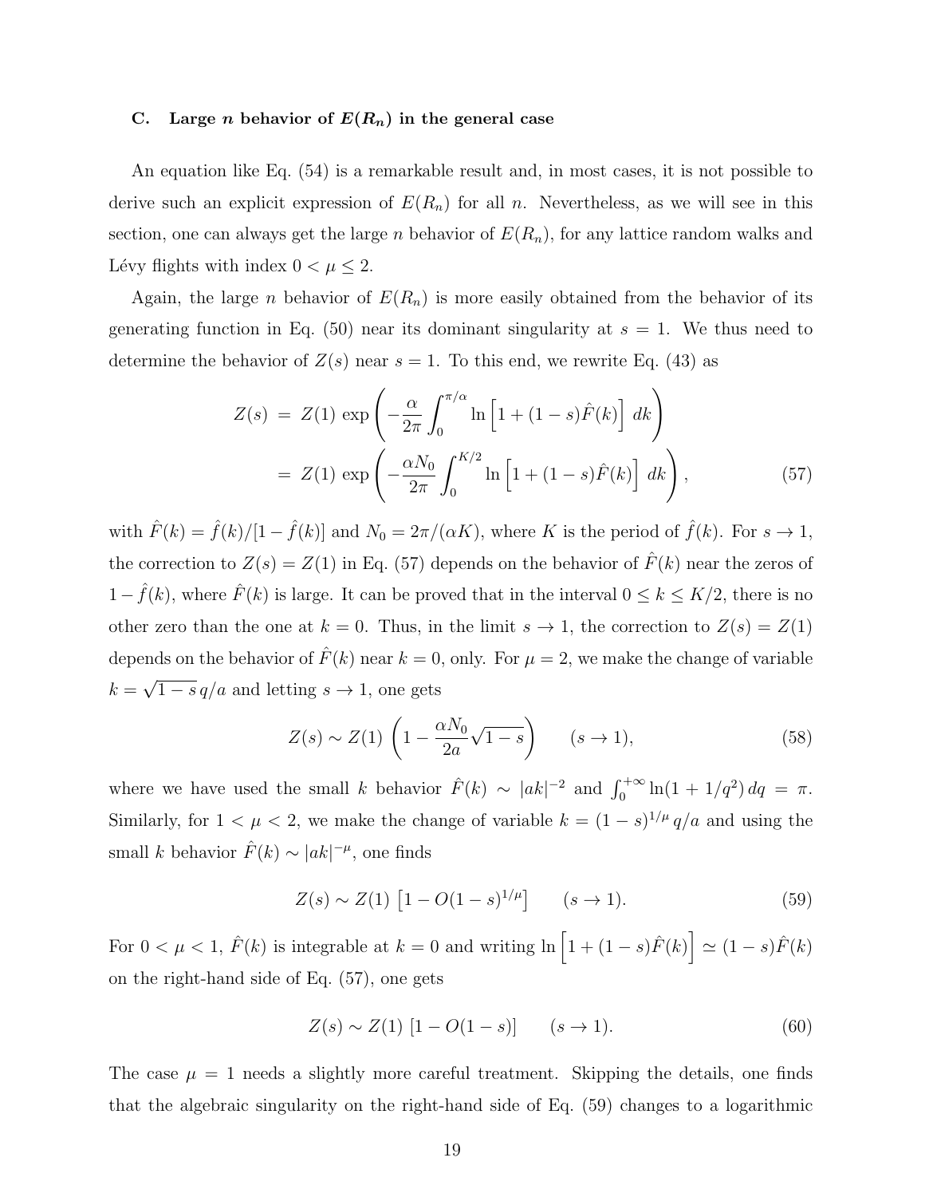### C. Large $n$ behavior of $E(R_n)$ in the general case

An equation like Eq. (54) is a remarkable result and, in most cases, it is not possible to derive such an explicit expression of $E(R_n)$ for all $n$. Nevertheless, as we will see in this section, one can always get the large $n$ behavior of $E(R_n)$, for any lattice random walks and Lévy flights with index $0 < \mu \leq 2$.

Again, the large $n$ behavior of $E(R_n)$ is more easily obtained from the behavior of its generating function in Eq. (50) near its dominant singularity at $s = 1$. We thus need to determine the behavior of $Z(s)$ near $s = 1$. To this end, we rewrite Eq. (43) as

$$
\begin{aligned}
Z(s) &= Z(1) \exp\left(-\frac{\alpha}{2\pi}\int_0^{\pi/\alpha} \ln\left[1 + (1-s)\hat{F}(k)\right]\, dk\right) \\
&= Z(1) \exp\left(-\frac{\alpha N_0}{2\pi}\int_0^{K/2} \ln\left[1 + (1-s)\hat{F}(k)\right]\, dk\right),
\end{aligned}
\tag{57}
$$

with $\hat{F}(k) = \hat{f}(k)/[1 - \hat{f}(k)]$ and $N_0 = 2\pi/(\alpha K)$, where $K$ is the period of $\hat{f}(k)$. For $s \to 1$, the correction to $Z(s) = Z(1)$ in Eq. (57) depends on the behavior of $\hat{F}(k)$ near the zeros of $1 - \hat{f}(k)$, where $\hat{F}(k)$ is large. It can be proved that in the interval $0 \leq k \leq K/2$, there is no other zero than the one at $k = 0$. Thus, in the limit $s \to 1$, the correction to $Z(s) = Z(1)$ depends on the behavior of $\hat{F}(k)$ near $k = 0$, only. For $\mu = 2$, we make the change of variable $k = \sqrt{1-s}\, q/a$ and letting $s \to 1$, one gets

$$
Z(s) \sim Z(1) \left(1 - \frac{\alpha N_0}{2a}\sqrt{1-s}\right) \qquad (s \to 1),
\tag{58}
$$

where we have used the small $k$ behavior $\hat{F}(k) \sim |ak|^{-2}$ and $\int_0^{+\infty} \ln(1 + 1/q^2)\, dq = \pi$. Similarly, for $1 < \mu < 2$, we make the change of variable $k = (1-s)^{1/\mu}\, q/a$ and using the small $k$ behavior $\hat{F}(k) \sim |ak|^{-\mu}$, one finds

$$
Z(s) \sim Z(1) \left[1 - O(1-s)^{1/\mu}\right] \qquad (s \to 1).
\tag{59}
$$

For $0 < \mu < 1$, $\hat{F}(k)$ is integrable at $k = 0$ and writing $\ln\left[1 + (1-s)\hat{F}(k)\right] \simeq (1-s)\hat{F}(k)$ on the right-hand side of Eq. (57), one gets

$$
Z(s) \sim Z(1) \left[1 - O(1-s)\right] \qquad (s \to 1).
\tag{60}
$$

The case $\mu = 1$ needs a slightly more careful treatment. Skipping the details, one finds that the algebraic singularity on the right-hand side of Eq. (59) changes to a logarithmic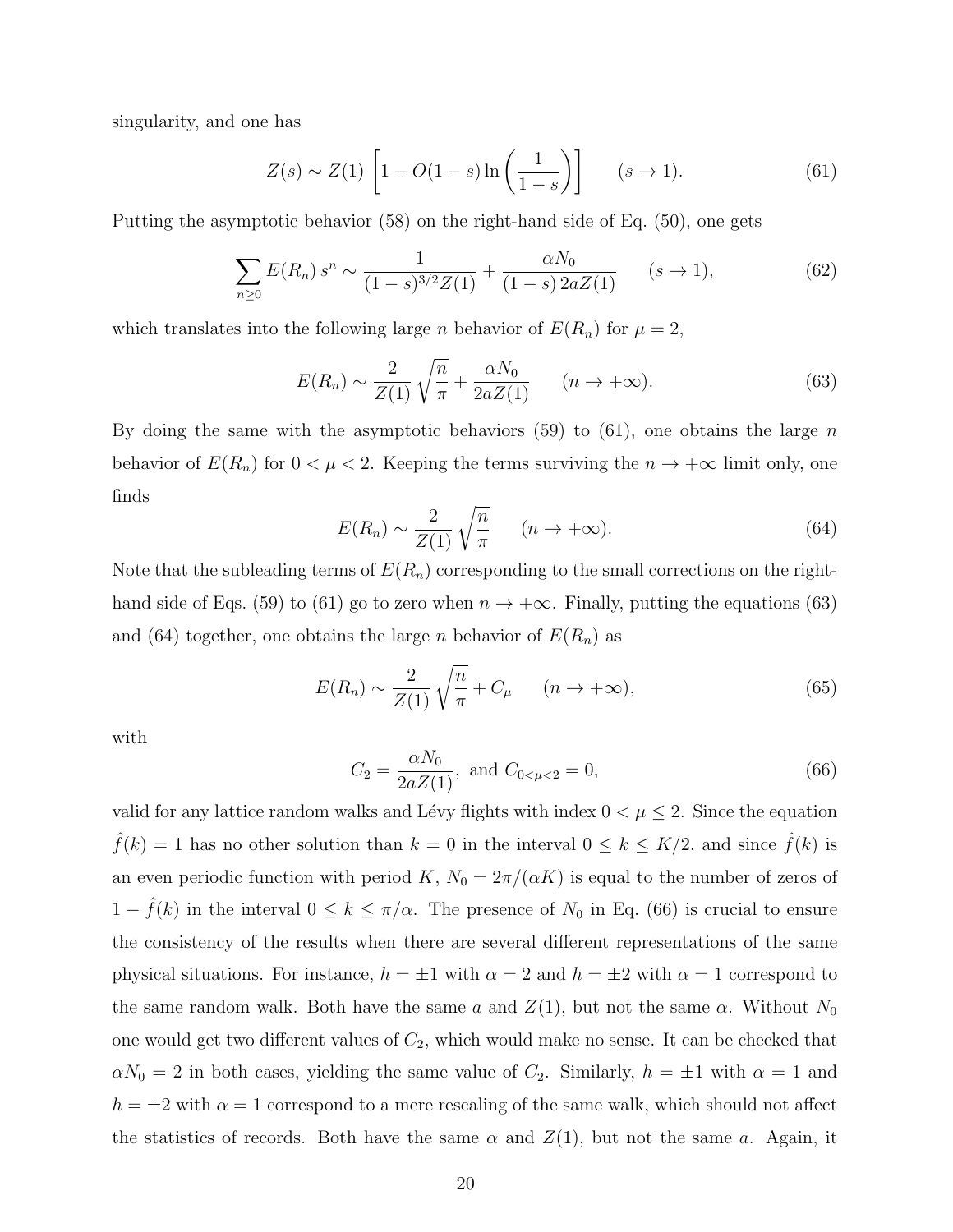singularity, and one has

$$
Z(s) \sim Z(1) \left[ 1 - O(1-s) \ln\left(\frac{1}{1-s}\right) \right] \qquad (s \to 1). \tag{61}
$$

Putting the asymptotic behavior (58) on the right-hand side of Eq. (50), one gets

$$
\sum_{n \geq 0} E(R_n)\, s^n \sim \frac{1}{(1-s)^{3/2} Z(1)} + \frac{\alpha N_0}{(1-s)\, 2a Z(1)} \qquad (s \to 1), \tag{62}
$$

which translates into the following large $n$ behavior of $E(R_n)$ for $\mu = 2$,

$$
E(R_n) \sim \frac{2}{Z(1)} \sqrt{\frac{n}{\pi}} + \frac{\alpha N_0}{2a Z(1)} \qquad (n \to +\infty). \tag{63}
$$

By doing the same with the asymptotic behaviors (59) to (61), one obtains the large $n$ behavior of $E(R_n)$ for $0 < \mu < 2$. Keeping the terms surviving the $n \to +\infty$ limit only, one finds

$$
E(R_n) \sim \frac{2}{Z(1)} \sqrt{\frac{n}{\pi}} \qquad (n \to +\infty). \tag{64}
$$

Note that the subleading terms of $E(R_n)$ corresponding to the small corrections on the right-hand side of Eqs. (59) to (61) go to zero when $n \to +\infty$. Finally, putting the equations (63) and (64) together, one obtains the large $n$ behavior of $E(R_n)$ as

$$
E(R_n) \sim \frac{2}{Z(1)} \sqrt{\frac{n}{\pi}} + C_\mu \qquad (n \to +\infty), \tag{65}
$$

with

$$
C_2 = \frac{\alpha N_0}{2a Z(1)}, \text{ and } C_{0<\mu<2} = 0, \tag{66}
$$

valid for any lattice random walks and Lévy flights with index $0 < \mu \leq 2$. Since the equation $\hat{f}(k) = 1$ has no other solution than $k = 0$ in the interval $0 \leq k \leq K/2$, and since $\hat{f}(k)$ is an even periodic function with period $K$, $N_0 = 2\pi/(\alpha K)$ is equal to the number of zeros of $1 - \hat{f}(k)$ in the interval $0 \leq k \leq \pi/\alpha$. The presence of $N_0$ in Eq. (66) is crucial to ensure the consistency of the results when there are several different representations of the same physical situations. For instance, $h = \pm 1$ with $\alpha = 2$ and $h = \pm 2$ with $\alpha = 1$ correspond to the same random walk. Both have the same $a$ and $Z(1)$, but not the same $\alpha$. Without $N_0$ one would get two different values of $C_2$, which would make no sense. It can be checked that $\alpha N_0 = 2$ in both cases, yielding the same value of $C_2$. Similarly, $h = \pm 1$ with $\alpha = 1$ and $h = \pm 2$ with $\alpha = 1$ correspond to a mere rescaling of the same walk, which should not affect the statistics of records. Both have the same $\alpha$ and $Z(1)$, but not the same $a$. Again, it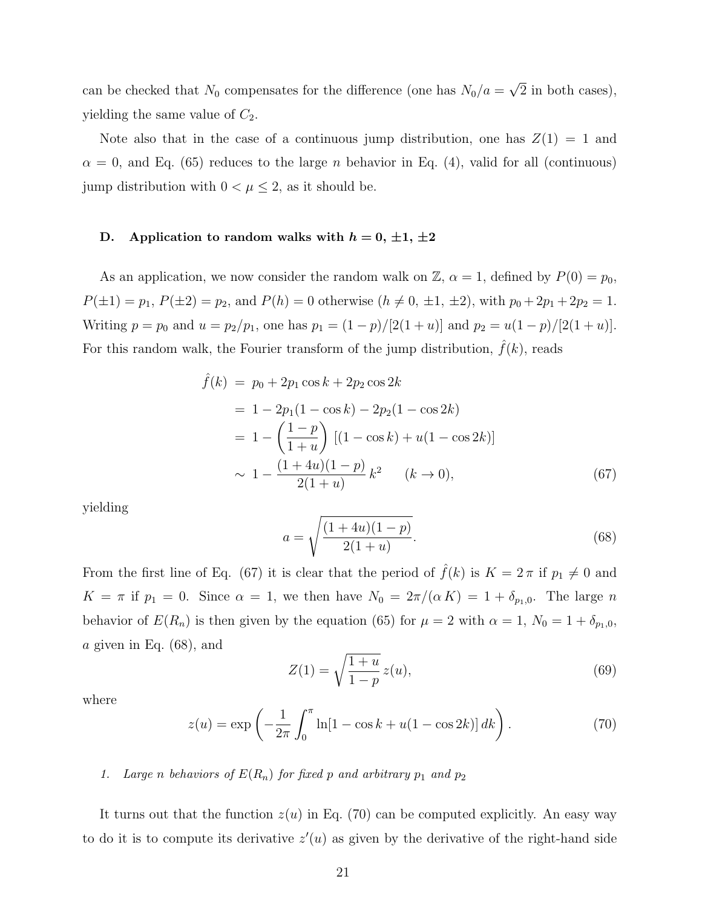can be checked that $N_0$ compensates for the difference (one has $N_0/a = \sqrt{2}$ in both cases), yielding the same value of $C_2$.

Note also that in the case of a continuous jump distribution, one has $Z(1) = 1$ and $\alpha = 0$, and Eq. (65) reduces to the large $n$ behavior in Eq. (4), valid for all (continuous) jump distribution with $0 < \mu \leq 2$, as it should be.

### D. Application to random walks with $h = 0, \pm 1, \pm 2$

As an application, we now consider the random walk on $\mathbb{Z}$, $\alpha = 1$, defined by $P(0) = p_0$, $P(\pm 1) = p_1$, $P(\pm 2) = p_2$, and $P(h) = 0$ otherwise ($h \neq 0, \pm 1, \pm 2$), with $p_0 + 2p_1 + 2p_2 = 1$. Writing $p = p_0$ and $u = p_2/p_1$, one has $p_1 = (1-p)/[2(1+u)]$ and $p_2 = u(1-p)/[2(1+u)]$. For this random walk, the Fourier transform of the jump distribution, $\hat{f}(k)$, reads

$$
\begin{aligned}
\hat{f}(k) &= p_0 + 2p_1 \cos k + 2p_2 \cos 2k \\
&= 1 - 2p_1(1 - \cos k) - 2p_2(1 - \cos 2k) \\
&= 1 - \left(\frac{1-p}{1+u}\right) [(1 - \cos k) + u(1 - \cos 2k)] \\
&\sim 1 - \frac{(1+4u)(1-p)}{2(1+u)}\, k^2 \qquad (k \to 0),
\end{aligned}
\tag{67}
$$

yielding

$$
a = \sqrt{\frac{(1+4u)(1-p)}{2(1+u)}}. \tag{68}
$$

From the first line of Eq. (67) it is clear that the period of $\hat{f}(k)$ is $K = 2\pi$ if $p_1 \neq 0$ and $K = \pi$ if $p_1 = 0$. Since $\alpha = 1$, we then have $N_0 = 2\pi/(\alpha K) = 1 + \delta_{p_1,0}$. The large $n$ behavior of $E(R_n)$ is then given by the equation (65) for $\mu = 2$ with $\alpha = 1$, $N_0 = 1 + \delta_{p_1,0}$, $a$ given in Eq. (68), and

$$
Z(1) = \sqrt{\frac{1+u}{1-p}}\, z(u), \tag{69}
$$

where

$$
z(u) = \exp\left(-\frac{1}{2\pi} \int_0^\pi \ln[1 - \cos k + u(1 - \cos 2k)]\, dk\right). \tag{70}
$$

#### 1. *Large $n$ behaviors of $E(R_n)$ for fixed $p$ and arbitrary $p_1$ and $p_2$*

It turns out that the function $z(u)$ in Eq. (70) can be computed explicitly. An easy way to do it is to compute its derivative $z'(u)$ as given by the derivative of the right-hand side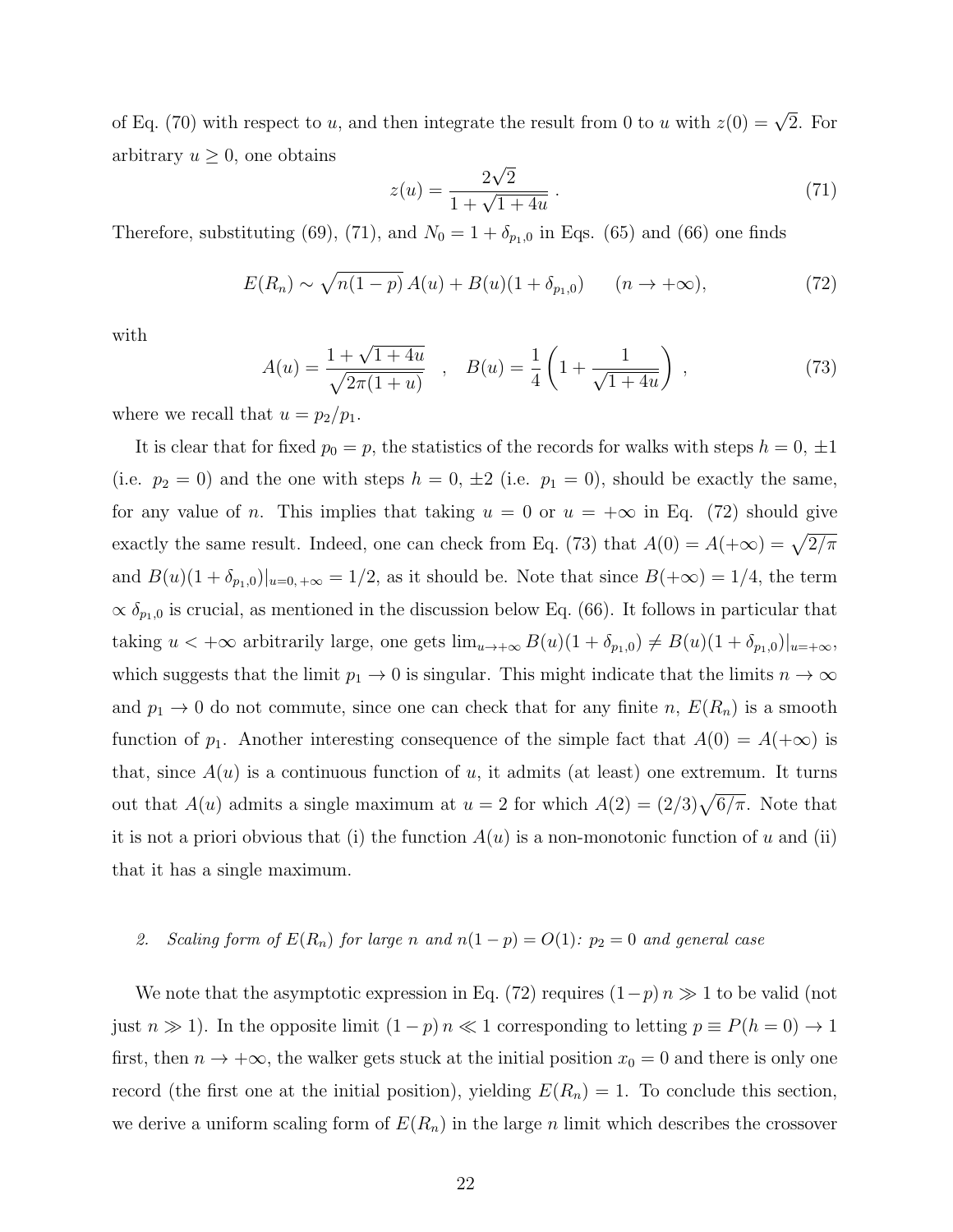of Eq. (70) with respect to $u$, and then integrate the result from 0 to $u$ with $z(0) = \sqrt{2}$. For arbitrary $u \geq 0$, one obtains

$$z(u) = \frac{2\sqrt{2}}{1+\sqrt{1+4u}} \ . \tag{71}$$

Therefore, substituting (69), (71), and $N_0 = 1 + \delta_{p_1,0}$ in Eqs. (65) and (66) one finds

$$E(R_n) \sim \sqrt{n(1-p)}\, A(u) + B(u)(1+\delta_{p_1,0}) \qquad (n \to +\infty), \tag{72}$$

with

$$A(u) = \frac{1+\sqrt{1+4u}}{\sqrt{2\pi(1+u)}} \quad , \quad B(u) = \frac{1}{4}\left(1 + \frac{1}{\sqrt{1+4u}}\right) \ , \tag{73}$$

where we recall that $u = p_2/p_1$.

It is clear that for fixed $p_0 = p$, the statistics of the records for walks with steps $h = 0, \pm 1$ (i.e. $p_2 = 0$) and the one with steps $h = 0, \pm 2$ (i.e. $p_1 = 0$), should be exactly the same, for any value of $n$. This implies that taking $u = 0$ or $u = +\infty$ in Eq. (72) should give exactly the same result. Indeed, one can check from Eq. (73) that $A(0) = A(+\infty) = \sqrt{2/\pi}$ and $B(u)(1+\delta_{p_1,0})|_{u=0,+\infty} = 1/2$, as it should be. Note that since $B(+\infty) = 1/4$, the term $\propto \delta_{p_1,0}$ is crucial, as mentioned in the discussion below Eq. (66). It follows in particular that taking $u < +\infty$ arbitrarily large, one gets $\lim_{u\to+\infty} B(u)(1+\delta_{p_1,0}) \neq B(u)(1+\delta_{p_1,0})|_{u=+\infty}$, which suggests that the limit $p_1 \to 0$ is singular. This might indicate that the limits $n \to \infty$ and $p_1 \to 0$ do not commute, since one can check that for any finite $n$, $E(R_n)$ is a smooth function of $p_1$. Another interesting consequence of the simple fact that $A(0) = A(+\infty)$ is that, since $A(u)$ is a continuous function of $u$, it admits (at least) one extremum. It turns out that $A(u)$ admits a single maximum at $u = 2$ for which $A(2) = (2/3)\sqrt{6/\pi}$. Note that it is not a priori obvious that (i) the function $A(u)$ is a non-monotonic function of $u$ and (ii) that it has a single maximum.

#### 2. *Scaling form of $E(R_n)$ for large $n$ and $n(1-p) = O(1)$: $p_2 = 0$ and general case*

We note that the asymptotic expression in Eq. (72) requires $(1-p)\, n \gg 1$ to be valid (not just $n \gg 1$). In the opposite limit $(1-p)\, n \ll 1$ corresponding to letting $p \equiv P(h=0) \to 1$ first, then $n \to +\infty$, the walker gets stuck at the initial position $x_0 = 0$ and there is only one record (the first one at the initial position), yielding $E(R_n) = 1$. To conclude this section, we derive a uniform scaling form of $E(R_n)$ in the large $n$ limit which describes the crossover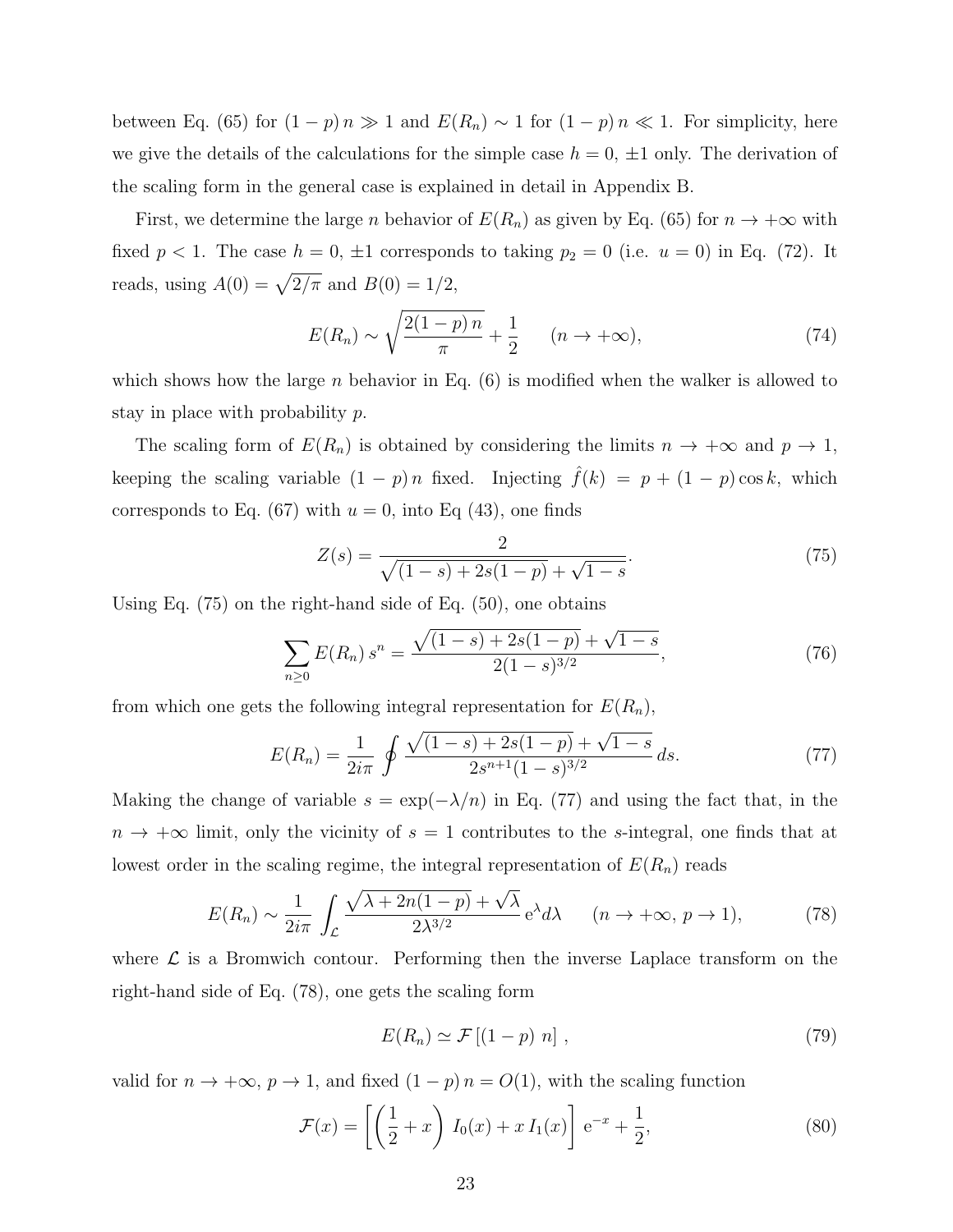between Eq. (65) for $(1-p)\,n \gg 1$ and $E(R_n) \sim 1$ for $(1-p)\,n \ll 1$. For simplicity, here we give the details of the calculations for the simple case $h = 0, \pm 1$ only. The derivation of the scaling form in the general case is explained in detail in Appendix B.

First, we determine the large $n$ behavior of $E(R_n)$ as given by Eq. (65) for $n \to +\infty$ with fixed $p < 1$. The case $h = 0, \pm 1$ corresponds to taking $p_2 = 0$ (i.e. $u = 0$) in Eq. (72). It reads, using $A(0) = \sqrt{2/\pi}$ and $B(0) = 1/2$,

$$E(R_n) \sim \sqrt{\frac{2(1-p)\,n}{\pi}} + \frac{1}{2} \qquad (n \to +\infty), \tag{74}$$

which shows how the large $n$ behavior in Eq. (6) is modified when the walker is allowed to stay in place with probability $p$.

The scaling form of $E(R_n)$ is obtained by considering the limits $n \to +\infty$ and $p \to 1$, keeping the scaling variable $(1-p)\,n$ fixed. Injecting $\hat{f}(k) = p + (1-p)\cos k$, which corresponds to Eq. (67) with $u = 0$, into Eq (43), one finds

$$Z(s) = \frac{2}{\sqrt{(1-s) + 2s(1-p)} + \sqrt{1-s}}. \tag{75}$$

Using Eq. (75) on the right-hand side of Eq. (50), one obtains

$$\sum_{n \geq 0} E(R_n)\, s^n = \frac{\sqrt{(1-s) + 2s(1-p)} + \sqrt{1-s}}{2(1-s)^{3/2}}, \tag{76}$$

from which one gets the following integral representation for $E(R_n)$,

$$E(R_n) = \frac{1}{2i\pi} \oint \frac{\sqrt{(1-s) + 2s(1-p)} + \sqrt{1-s}}{2s^{n+1}(1-s)^{3/2}}\, ds. \tag{77}$$

Making the change of variable $s = \exp(-\lambda/n)$ in Eq. (77) and using the fact that, in the $n \to +\infty$ limit, only the vicinity of $s = 1$ contributes to the $s$-integral, one finds that at lowest order in the scaling regime, the integral representation of $E(R_n)$ reads

$$E(R_n) \sim \frac{1}{2i\pi} \int_{\mathcal{L}} \frac{\sqrt{\lambda + 2n(1-p)} + \sqrt{\lambda}}{2\lambda^{3/2}}\, \mathrm{e}^{\lambda} d\lambda \qquad (n \to +\infty,\, p \to 1), \tag{78}$$

where $\mathcal{L}$ is a Bromwich contour. Performing then the inverse Laplace transform on the right-hand side of Eq. (78), one gets the scaling form

$$E(R_n) \simeq \mathcal{F}\left[(1-p)\; n\right], \tag{79}$$

valid for $n \to +\infty$, $p \to 1$, and fixed $(1-p)\,n = O(1)$, with the scaling function

$$\mathcal{F}(x) = \left[\left(\frac{1}{2} + x\right)\, I_0(x) + x\, I_1(x)\right]\, \mathrm{e}^{-x} + \frac{1}{2}, \tag{80}$$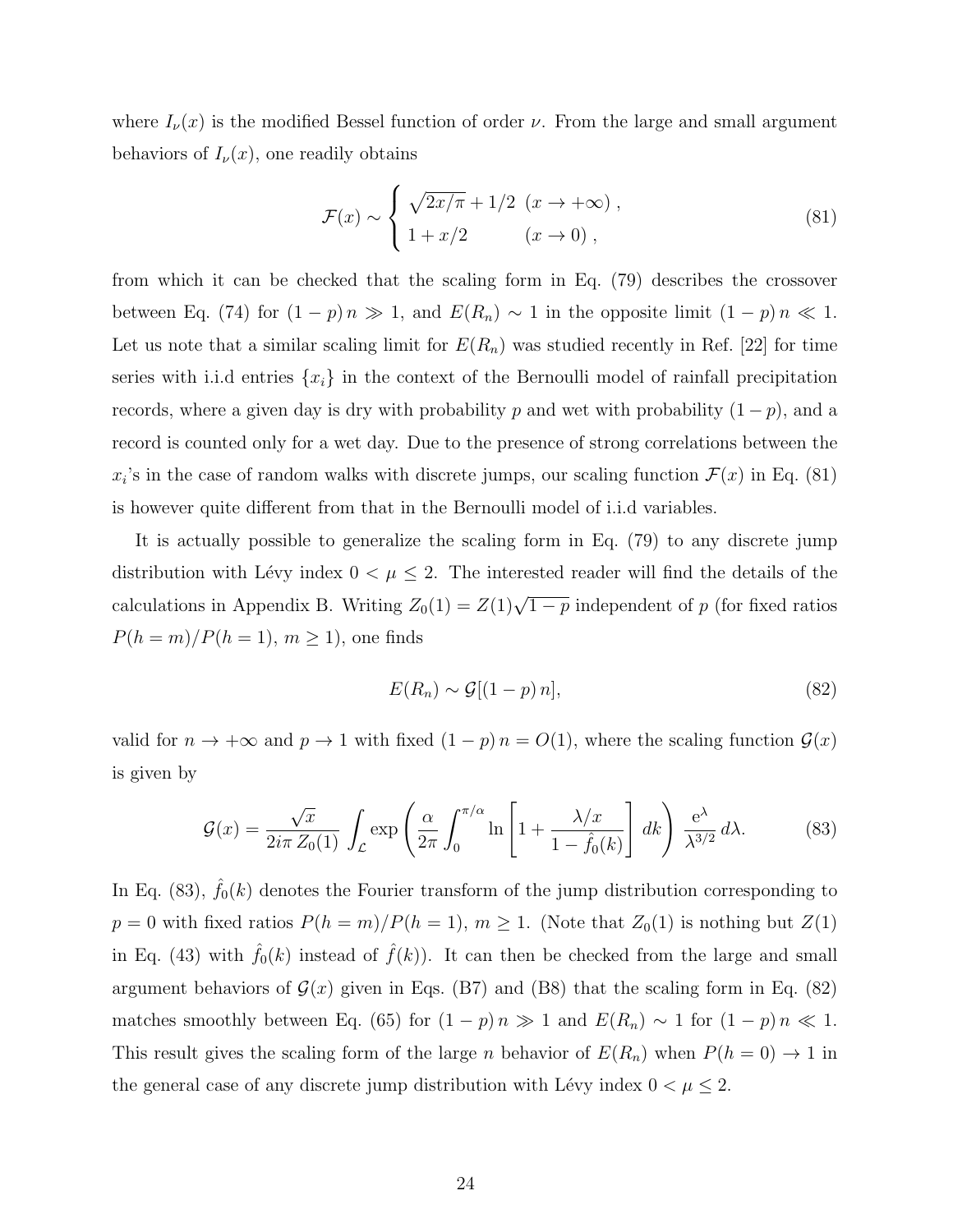where $I_\nu(x)$ is the modified Bessel function of order $\nu$. From the large and small argument behaviors of $I_\nu(x)$, one readily obtains

$$\mathcal{F}(x) \sim \begin{cases} \sqrt{2x/\pi} + 1/2 & (x \to +\infty)\,, \\ 1 + x/2 & (x \to 0)\,, \end{cases} \tag{81}$$

from which it can be checked that the scaling form in Eq. (79) describes the crossover between Eq. (74) for $(1-p)\,n \gg 1$, and $E(R_n) \sim 1$ in the opposite limit $(1-p)\,n \ll 1$. Let us note that a similar scaling limit for $E(R_n)$ was studied recently in Ref. [22] for time series with i.i.d entries $\{x_i\}$ in the context of the Bernoulli model of rainfall precipitation records, where a given day is dry with probability $p$ and wet with probability $(1-p)$, and a record is counted only for a wet day. Due to the presence of strong correlations between the $x_i$'s in the case of random walks with discrete jumps, our scaling function $\mathcal{F}(x)$ in Eq. (81) is however quite different from that in the Bernoulli model of i.i.d variables.

It is actually possible to generalize the scaling form in Eq. (79) to any discrete jump distribution with Lévy index $0 < \mu \leq 2$. The interested reader will find the details of the calculations in Appendix B. Writing $Z_0(1) = Z(1)\sqrt{1-p}$ independent of $p$ (for fixed ratios $P(h=m)/P(h=1)$, $m \geq 1$), one finds

$$E(R_n) \sim \mathcal{G}[(1-p)\,n], \tag{82}$$

valid for $n \to +\infty$ and $p \to 1$ with fixed $(1-p)\,n = O(1)$, where the scaling function $\mathcal{G}(x)$ is given by

$$\mathcal{G}(x) = \frac{\sqrt{x}}{2i\pi\, Z_0(1)} \int_{\mathcal{L}} \exp\left( \frac{\alpha}{2\pi} \int_0^{\pi/\alpha} \ln\left[1 + \frac{\lambda/x}{1-\hat{f}_0(k)}\right] dk \right) \frac{\mathrm{e}^{\lambda}}{\lambda^{3/2}}\, d\lambda. \tag{83}$$

In Eq. (83), $\hat{f}_0(k)$ denotes the Fourier transform of the jump distribution corresponding to $p = 0$ with fixed ratios $P(h=m)/P(h=1)$, $m \geq 1$. (Note that $Z_0(1)$ is nothing but $Z(1)$ in Eq. (43) with $\hat{f}_0(k)$ instead of $\hat{f}(k)$). It can then be checked from the large and small argument behaviors of $\mathcal{G}(x)$ given in Eqs. (B7) and (B8) that the scaling form in Eq. (82) matches smoothly between Eq. (65) for $(1-p)\,n \gg 1$ and $E(R_n) \sim 1$ for $(1-p)\,n \ll 1$. This result gives the scaling form of the large $n$ behavior of $E(R_n)$ when $P(h=0) \to 1$ in the general case of any discrete jump distribution with Lévy index $0 < \mu \leq 2$.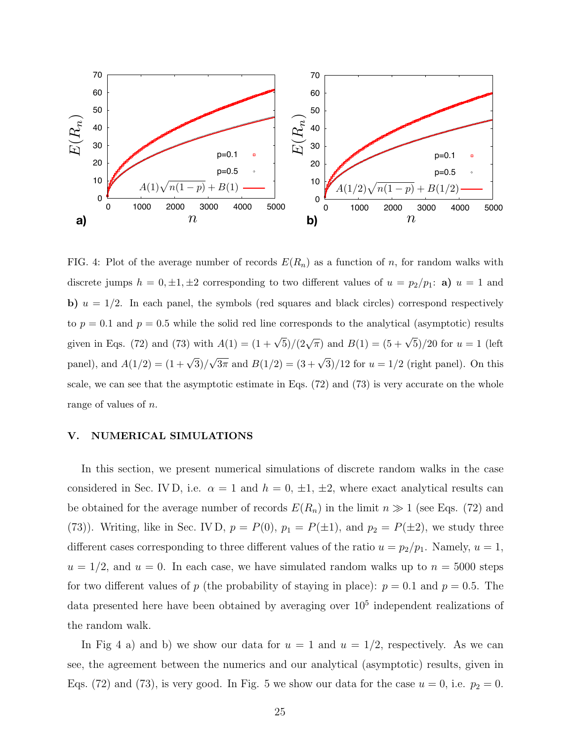FIG. 4: Plot of the average number of records $E(R_n)$ as a function of $n$, for random walks with discrete jumps $h = 0, \pm 1, \pm 2$ corresponding to two different values of $u = p_2/p_1$: **a)** $u = 1$ and **b)** $u = 1/2$. In each panel, the symbols (red squares and black circles) correspond respectively to $p = 0.1$ and $p = 0.5$ while the solid red line corresponds to the analytical (asymptotic) results given in Eqs. (72) and (73) with $A(1) = (1+\sqrt{5})/(2\sqrt{\pi})$ and $B(1) = (5+\sqrt{5})/20$ for $u = 1$ (left panel), and $A(1/2) = (1+\sqrt{3})/\sqrt{3\pi}$ and $B(1/2) = (3+\sqrt{3})/12$ for $u = 1/2$ (right panel). On this scale, we can see that the asymptotic estimate in Eqs. (72) and (73) is very accurate on the whole range of values of $n$.

## V. NUMERICAL SIMULATIONS

In this section, we present numerical simulations of discrete random walks in the case considered in Sec. IV D, i.e. $\alpha = 1$ and $h = 0, \pm 1, \pm 2$, where exact analytical results can be obtained for the average number of records $E(R_n)$ in the limit $n \gg 1$ (see Eqs. (72) and (73)). Writing, like in Sec. IV D, $p = P(0)$, $p_1 = P(\pm 1)$, and $p_2 = P(\pm 2)$, we study three different cases corresponding to three different values of the ratio $u = p_2/p_1$. Namely, $u = 1$, $u = 1/2$, and $u = 0$. In each case, we have simulated random walks up to $n = 5000$ steps for two different values of $p$ (the probability of staying in place): $p = 0.1$ and $p = 0.5$. The data presented here have been obtained by averaging over $10^5$ independent realizations of the random walk.

In Fig 4 a) and b) we show our data for $u = 1$ and $u = 1/2$, respectively. As we can see, the agreement between the numerics and our analytical (asymptotic) results, given in Eqs. (72) and (73), is very good. In Fig. 5 we show our data for the case $u = 0$, i.e. $p_2 = 0$.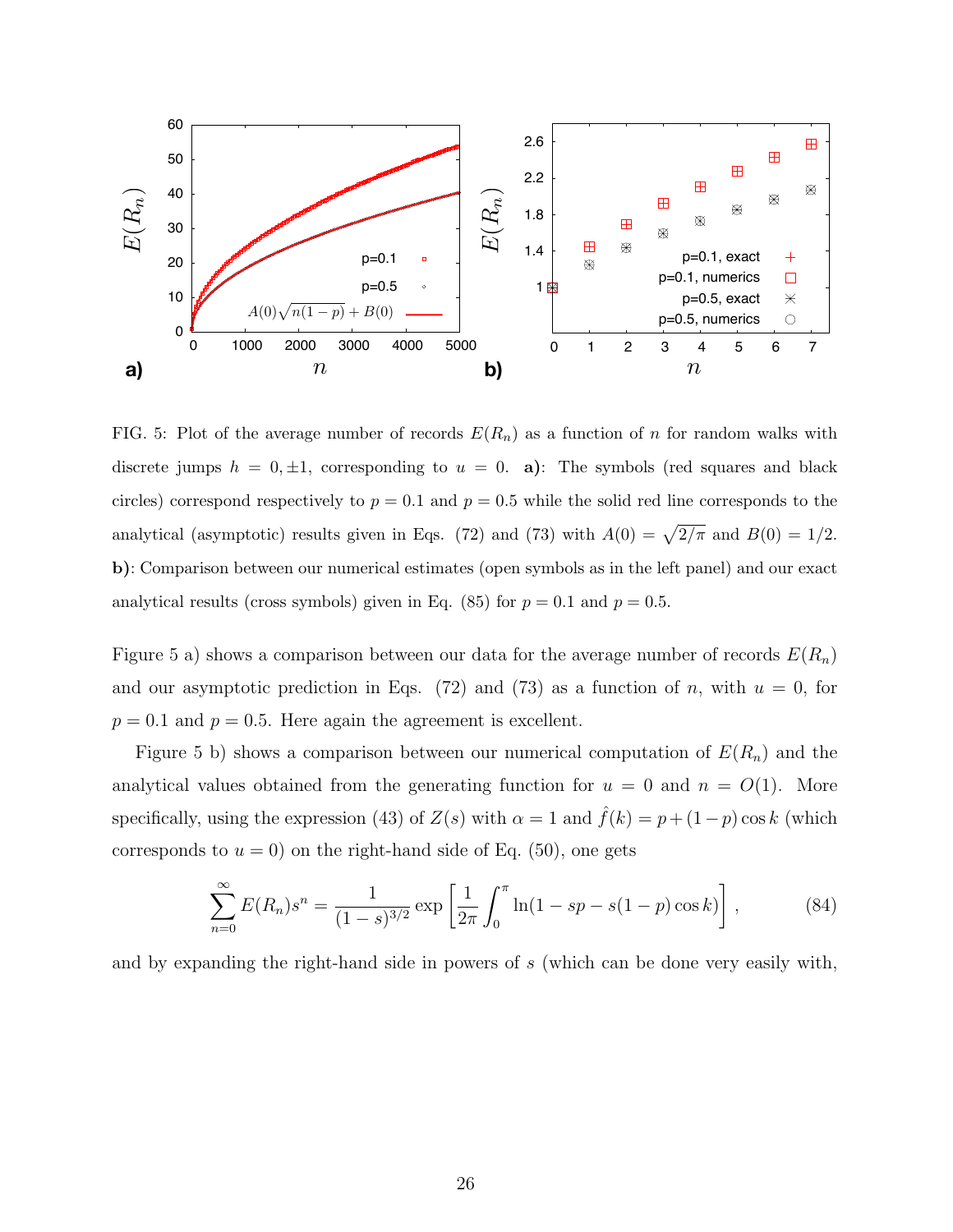FIG. 5: Plot of the average number of records $E(R_n)$ as a function of $n$ for random walks with discrete jumps $h = 0, \pm 1$, corresponding to $u = 0$. **a)**: The symbols (red squares and black circles) correspond respectively to $p = 0.1$ and $p = 0.5$ while the solid red line corresponds to the analytical (asymptotic) results given in Eqs. (72) and (73) with $A(0) = \sqrt{2/\pi}$ and $B(0) = 1/2$. **b)**: Comparison between our numerical estimates (open symbols as in the left panel) and our exact analytical results (cross symbols) given in Eq. (85) for $p = 0.1$ and $p = 0.5$.

Figure 5 a) shows a comparison between our data for the average number of records $E(R_n)$ and our asymptotic prediction in Eqs. (72) and (73) as a function of $n$, with $u = 0$, for $p = 0.1$ and $p = 0.5$. Here again the agreement is excellent.

Figure 5 b) shows a comparison between our numerical computation of $E(R_n)$ and the analytical values obtained from the generating function for $u = 0$ and $n = O(1)$. More specifically, using the expression (43) of $Z(s)$ with $\alpha = 1$ and $\hat{f}(k) = p + (1-p)\cos k$ (which corresponds to $u = 0$) on the right-hand side of Eq. (50), one gets

$$\sum_{n=0}^{\infty} E(R_n) s^n = \frac{1}{(1-s)^{3/2}} \exp\left[\frac{1}{2\pi}\int_0^{\pi} \ln(1 - sp - s(1-p)\cos k)\right], \tag{84}$$

and by expanding the right-hand side in powers of $s$ (which can be done very easily with,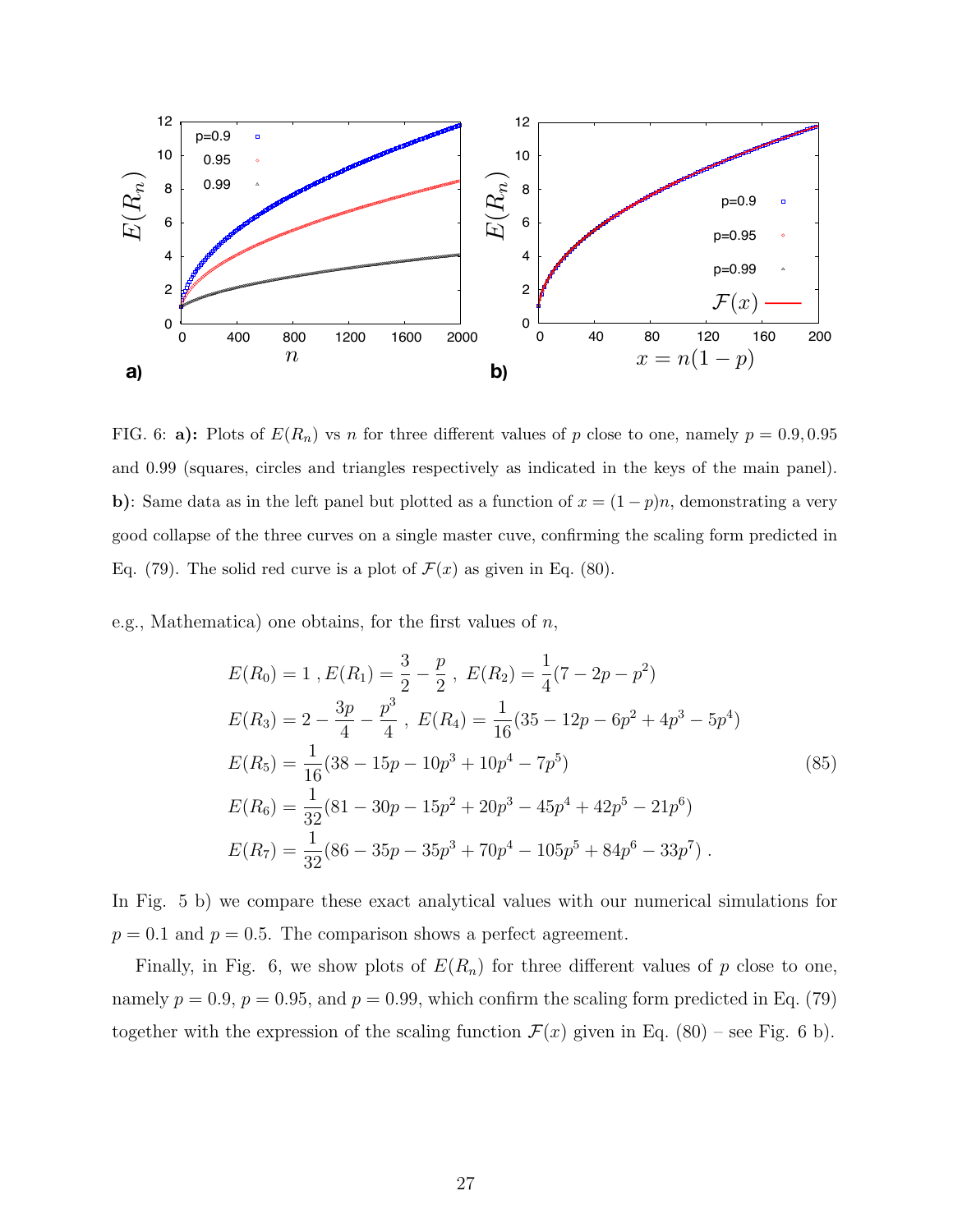FIG. 6: **a):** Plots of $E(R_n)$ vs $n$ for three different values of $p$ close to one, namely $p = 0.9, 0.95$ and $0.99$ (squares, circles and triangles respectively as indicated in the keys of the main panel). **b)**: Same data as in the left panel but plotted as a function of $x = (1-p)n$, demonstrating a very good collapse of the three curves on a single master cuve, confirming the scaling form predicted in Eq. (79). The solid red curve is a plot of $\mathcal{F}(x)$ as given in Eq. (80).

e.g., Mathematica) one obtains, for the first values of $n$,

$$
\begin{aligned}
&E(R_0) = 1\,, E(R_1) = \frac{3}{2} - \frac{p}{2}\,,\; E(R_2) = \frac{1}{4}(7 - 2p - p^2) \\
&E(R_3) = 2 - \frac{3p}{4} - \frac{p^3}{4}\,,\; E(R_4) = \frac{1}{16}(35 - 12p - 6p^2 + 4p^3 - 5p^4) \\
&E(R_5) = \frac{1}{16}(38 - 15p - 10p^3 + 10p^4 - 7p^5) \\
&E(R_6) = \frac{1}{32}(81 - 30p - 15p^2 + 20p^3 - 45p^4 + 42p^5 - 21p^6) \\
&E(R_7) = \frac{1}{32}(86 - 35p - 35p^3 + 70p^4 - 105p^5 + 84p^6 - 33p^7)\,.
\end{aligned}
\tag{85}
$$

In Fig. 5 b) we compare these exact analytical values with our numerical simulations for $p = 0.1$ and $p = 0.5$. The comparison shows a perfect agreement.

Finally, in Fig. 6, we show plots of $E(R_n)$ for three different values of $p$ close to one, namely $p = 0.9$, $p = 0.95$, and $p = 0.99$, which confirm the scaling form predicted in Eq. (79) together with the expression of the scaling function $\mathcal{F}(x)$ given in Eq. (80) – see Fig. 6 b).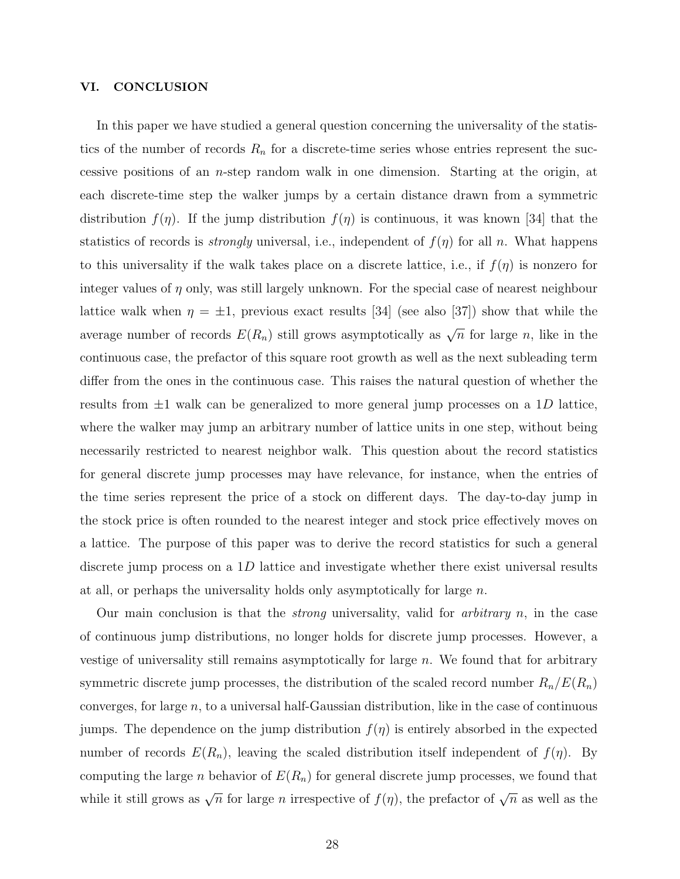## VI. CONCLUSION

In this paper we have studied a general question concerning the universality of the statistics of the number of records $R_n$ for a discrete-time series whose entries represent the successive positions of an $n$-step random walk in one dimension. Starting at the origin, at each discrete-time step the walker jumps by a certain distance drawn from a symmetric distribution $f(\eta)$. If the jump distribution $f(\eta)$ is continuous, it was known [34] that the statistics of records is *strongly* universal, i.e., independent of $f(\eta)$ for all $n$. What happens to this universality if the walk takes place on a discrete lattice, i.e., if $f(\eta)$ is nonzero for integer values of $\eta$ only, was still largely unknown. For the special case of nearest neighbour lattice walk when $\eta = \pm 1$, previous exact results [34] (see also [37]) show that while the average number of records $E(R_n)$ still grows asymptotically as $\sqrt{n}$ for large $n$, like in the continuous case, the prefactor of this square root growth as well as the next subleading term differ from the ones in the continuous case. This raises the natural question of whether the results from $\pm 1$ walk can be generalized to more general jump processes on a $1D$ lattice, where the walker may jump an arbitrary number of lattice units in one step, without being necessarily restricted to nearest neighbor walk. This question about the record statistics for general discrete jump processes may have relevance, for instance, when the entries of the time series represent the price of a stock on different days. The day-to-day jump in the stock price is often rounded to the nearest integer and stock price effectively moves on a lattice. The purpose of this paper was to derive the record statistics for such a general discrete jump process on a $1D$ lattice and investigate whether there exist universal results at all, or perhaps the universality holds only asymptotically for large $n$.

Our main conclusion is that the *strong* universality, valid for *arbitrary* $n$, in the case of continuous jump distributions, no longer holds for discrete jump processes. However, a vestige of universality still remains asymptotically for large $n$. We found that for arbitrary symmetric discrete jump processes, the distribution of the scaled record number $R_n/E(R_n)$ converges, for large $n$, to a universal half-Gaussian distribution, like in the case of continuous jumps. The dependence on the jump distribution $f(\eta)$ is entirely absorbed in the expected number of records $E(R_n)$, leaving the scaled distribution itself independent of $f(\eta)$. By computing the large $n$ behavior of $E(R_n)$ for general discrete jump processes, we found that while it still grows as $\sqrt{n}$ for large $n$ irrespective of $f(\eta)$, the prefactor of $\sqrt{n}$ as well as the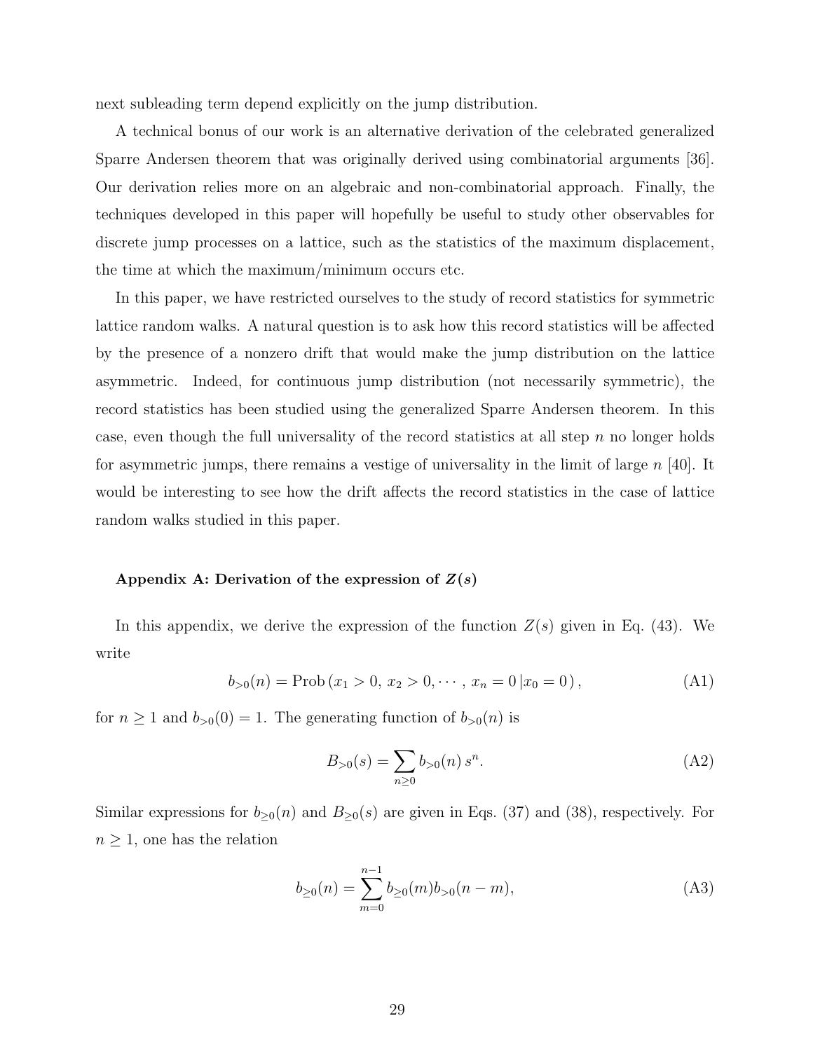next subleading term depend explicitly on the jump distribution.

A technical bonus of our work is an alternative derivation of the celebrated generalized Sparre Andersen theorem that was originally derived using combinatorial arguments [36]. Our derivation relies more on an algebraic and non-combinatorial approach. Finally, the techniques developed in this paper will hopefully be useful to study other observables for discrete jump processes on a lattice, such as the statistics of the maximum displacement, the time at which the maximum/minimum occurs etc.

In this paper, we have restricted ourselves to the study of record statistics for symmetric lattice random walks. A natural question is to ask how this record statistics will be affected by the presence of a nonzero drift that would make the jump distribution on the lattice asymmetric. Indeed, for continuous jump distribution (not necessarily symmetric), the record statistics has been studied using the generalized Sparre Andersen theorem. In this case, even though the full universality of the record statistics at all step $n$ no longer holds for asymmetric jumps, there remains a vestige of universality in the limit of large $n$ [40]. It would be interesting to see how the drift affects the record statistics in the case of lattice random walks studied in this paper.

### Appendix A: Derivation of the expression of $Z(s)$

In this appendix, we derive the expression of the function $Z(s)$ given in Eq. (43). We write

$$b_{>0}(n) = \text{Prob}\left(x_1 > 0,\, x_2 > 0, \cdots,\, x_n = 0 \,|x_0 = 0\right), \tag{A1}$$

for $n \geq 1$ and $b_{>0}(0) = 1$. The generating function of $b_{>0}(n)$ is

$$B_{>0}(s) = \sum_{n\geq 0} b_{>0}(n)\, s^n. \tag{A2}$$

Similar expressions for $b_{\geq 0}(n)$ and $B_{\geq 0}(s)$ are given in Eqs. (37) and (38), respectively. For $n \geq 1$, one has the relation

$$b_{\geq 0}(n) = \sum_{m=0}^{n-1} b_{\geq 0}(m) b_{>0}(n-m), \tag{A3}$$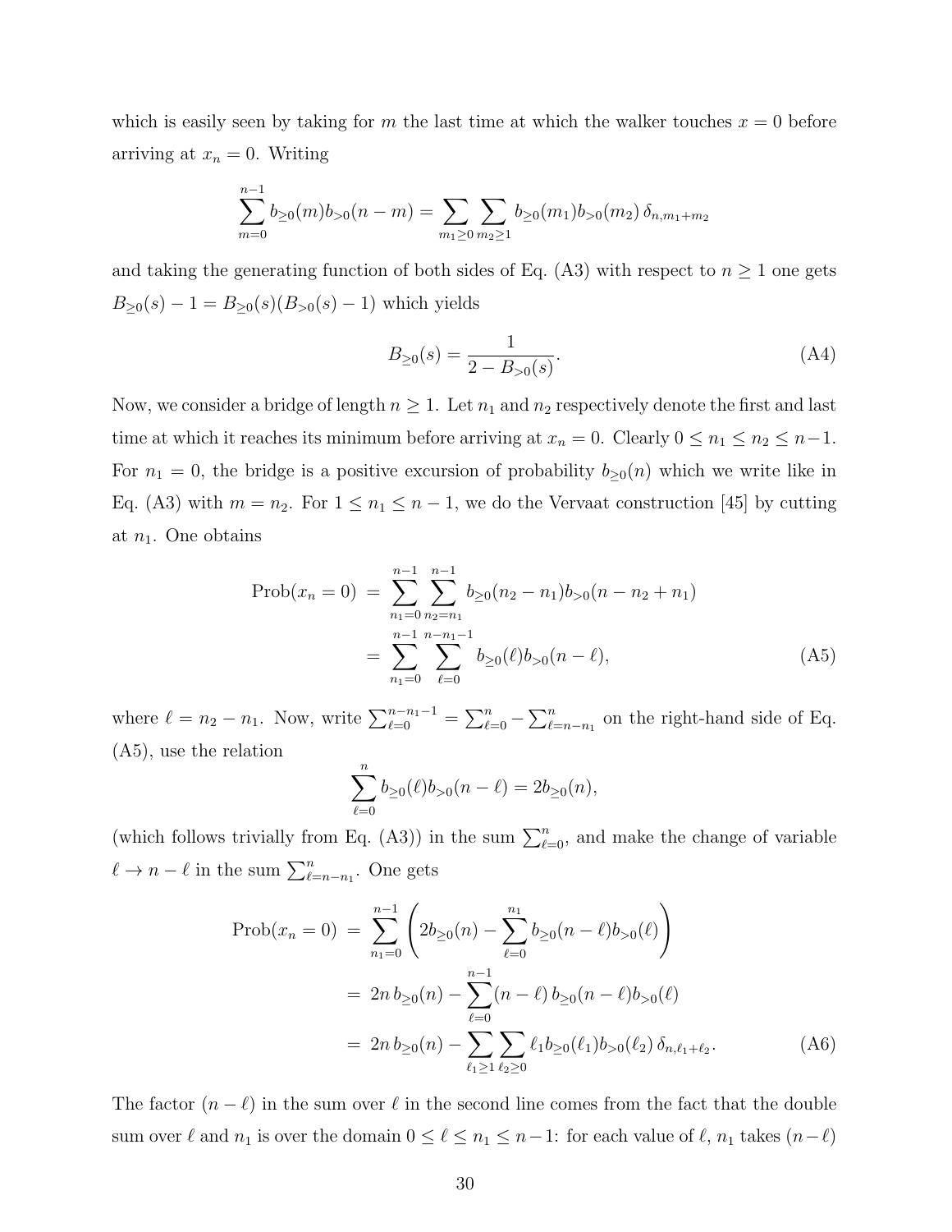which is easily seen by taking for $m$ the last time at which the walker touches $x = 0$ before arriving at $x_n = 0$. Writing

$$\sum_{m=0}^{n-1} b_{\geq 0}(m) b_{>0}(n-m) = \sum_{m_1 \geq 0} \sum_{m_2 \geq 1} b_{\geq 0}(m_1) b_{>0}(m_2)\, \delta_{n, m_1+m_2}$$

and taking the generating function of both sides of Eq. (A3) with respect to $n \geq 1$ one gets $B_{\geq 0}(s) - 1 = B_{\geq 0}(s)(B_{>0}(s) - 1)$ which yields

$$B_{\geq 0}(s) = \frac{1}{2 - B_{>0}(s)}. \tag{A4}$$

Now, we consider a bridge of length $n \geq 1$. Let $n_1$ and $n_2$ respectively denote the first and last time at which it reaches its minimum before arriving at $x_n = 0$. Clearly $0 \leq n_1 \leq n_2 \leq n-1$. For $n_1 = 0$, the bridge is a positive excursion of probability $b_{\geq 0}(n)$ which we write like in Eq. (A3) with $m = n_2$. For $1 \leq n_1 \leq n-1$, we do the Vervaat construction [45] by cutting at $n_1$. One obtains

$$\begin{aligned}
\text{Prob}(x_n = 0) \ &= \ \sum_{n_1=0}^{n-1} \sum_{n_2=n_1}^{n-1} b_{\geq 0}(n_2 - n_1) b_{>0}(n - n_2 + n_1) \\
&= \sum_{n_1=0}^{n-1} \sum_{\ell=0}^{n-n_1-1} b_{\geq 0}(\ell) b_{>0}(n-\ell),
\end{aligned} \tag{A5}$$

where $\ell = n_2 - n_1$. Now, write $\sum_{\ell=0}^{n-n_1-1} = \sum_{\ell=0}^{n} - \sum_{\ell=n-n_1}^{n}$ on the right-hand side of Eq. (A5), use the relation

$$\sum_{\ell=0}^{n} b_{\geq 0}(\ell) b_{>0}(n-\ell) = 2 b_{\geq 0}(n),$$

(which follows trivially from Eq. (A3)) in the sum $\sum_{\ell=0}^{n}$, and make the change of variable $\ell \to n - \ell$ in the sum $\sum_{\ell=n-n_1}^{n}$. One gets

$$\begin{aligned}
\text{Prob}(x_n = 0) \ &= \ \sum_{n_1=0}^{n-1} \left( 2 b_{\geq 0}(n) - \sum_{\ell=0}^{n_1} b_{\geq 0}(n-\ell) b_{>0}(\ell) \right) \\
&= \ 2n\, b_{\geq 0}(n) - \sum_{\ell=0}^{n-1} (n-\ell)\, b_{\geq 0}(n-\ell) b_{>0}(\ell) \\
&= \ 2n\, b_{\geq 0}(n) - \sum_{\ell_1 \geq 1} \sum_{\ell_2 \geq 0} \ell_1 b_{\geq 0}(\ell_1) b_{>0}(\ell_2)\, \delta_{n, \ell_1+\ell_2}.
\end{aligned} \tag{A6}$$

The factor $(n - \ell)$ in the sum over $\ell$ in the second line comes from the fact that the double sum over $\ell$ and $n_1$ is over the domain $0 \leq \ell \leq n_1 \leq n-1$: for each value of $\ell$, $n_1$ takes $(n-\ell)$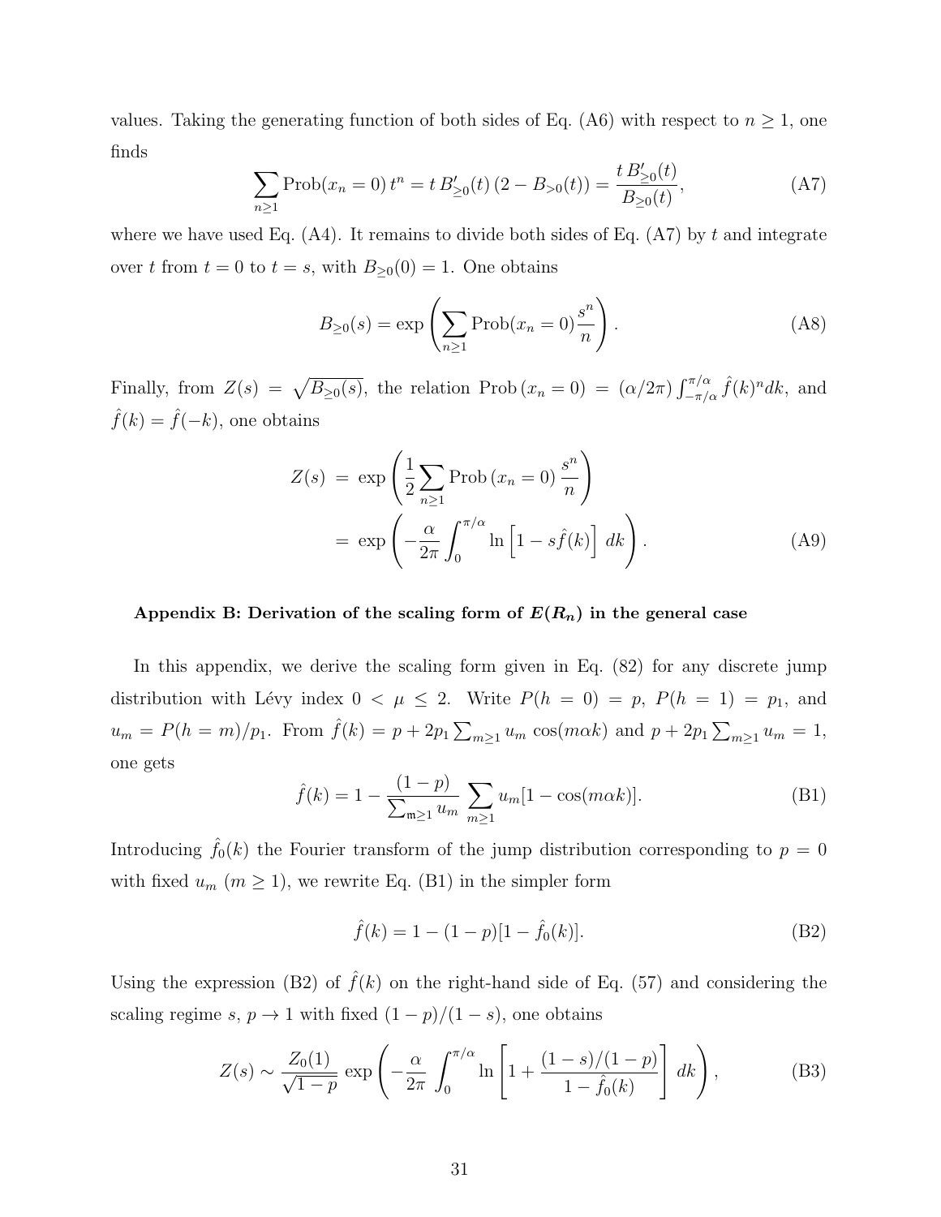values. Taking the generating function of both sides of Eq. (A6) with respect to $n \geq 1$, one finds

$$\sum_{n\geq 1} \text{Prob}(x_n = 0)\, t^n = t\, B'_{\geq 0}(t)\,(2 - B_{>0}(t)) = \frac{t\, B'_{\geq 0}(t)}{B_{\geq 0}(t)}, \tag{A7}$$

where we have used Eq. (A4). It remains to divide both sides of Eq. (A7) by $t$ and integrate over $t$ from $t = 0$ to $t = s$, with $B_{\geq 0}(0) = 1$. One obtains

$$B_{\geq 0}(s) = \exp\left(\sum_{n\geq 1} \text{Prob}(x_n = 0) \frac{s^n}{n}\right). \tag{A8}$$

Finally, from $Z(s) = \sqrt{B_{\geq 0}(s)}$, the relation $\text{Prob}\,(x_n = 0) = (\alpha/2\pi)\int_{-\pi/\alpha}^{\pi/\alpha} \hat{f}(k)^n dk$, and $\hat{f}(k) = \hat{f}(-k)$, one obtains

$$\begin{aligned} Z(s) &= \exp\left(\frac{1}{2}\sum_{n\geq 1} \text{Prob}\,(x_n = 0)\, \frac{s^n}{n}\right) \\ &= \exp\left(-\frac{\alpha}{2\pi}\int_0^{\pi/\alpha} \ln\left[1 - s\hat{f}(k)\right]\, dk\right). \end{aligned} \tag{A9}$$

### Appendix B: Derivation of the scaling form of $E(R_n)$ in the general case

In this appendix, we derive the scaling form given in Eq. (82) for any discrete jump distribution with Lévy index $0 < \mu \leq 2$. Write $P(h = 0) = p$, $P(h = 1) = p_1$, and $u_m = P(h = m)/p_1$. From $\hat{f}(k) = p + 2p_1 \sum_{m\geq 1} u_m \cos(m\alpha k)$ and $p + 2p_1 \sum_{m\geq 1} u_m = 1$, one gets

$$\hat{f}(k) = 1 - \frac{(1-p)}{\sum_{m\geq 1} u_m} \sum_{m\geq 1} u_m[1 - \cos(m\alpha k)]. \tag{B1}$$

Introducing $\hat{f}_0(k)$ the Fourier transform of the jump distribution corresponding to $p = 0$ with fixed $u_m$ ($m \geq 1$), we rewrite Eq. (B1) in the simpler form

$$\hat{f}(k) = 1 - (1-p)[1 - \hat{f}_0(k)]. \tag{B2}$$

Using the expression (B2) of $\hat{f}(k)$ on the right-hand side of Eq. (57) and considering the scaling regime $s$, $p \to 1$ with fixed $(1-p)/(1-s)$, one obtains

$$Z(s) \sim \frac{Z_0(1)}{\sqrt{1-p}} \exp\left(-\frac{\alpha}{2\pi}\int_0^{\pi/\alpha} \ln\left[1 + \frac{(1-s)/(1-p)}{1 - \hat{f}_0(k)}\right] dk\right), \tag{B3}$$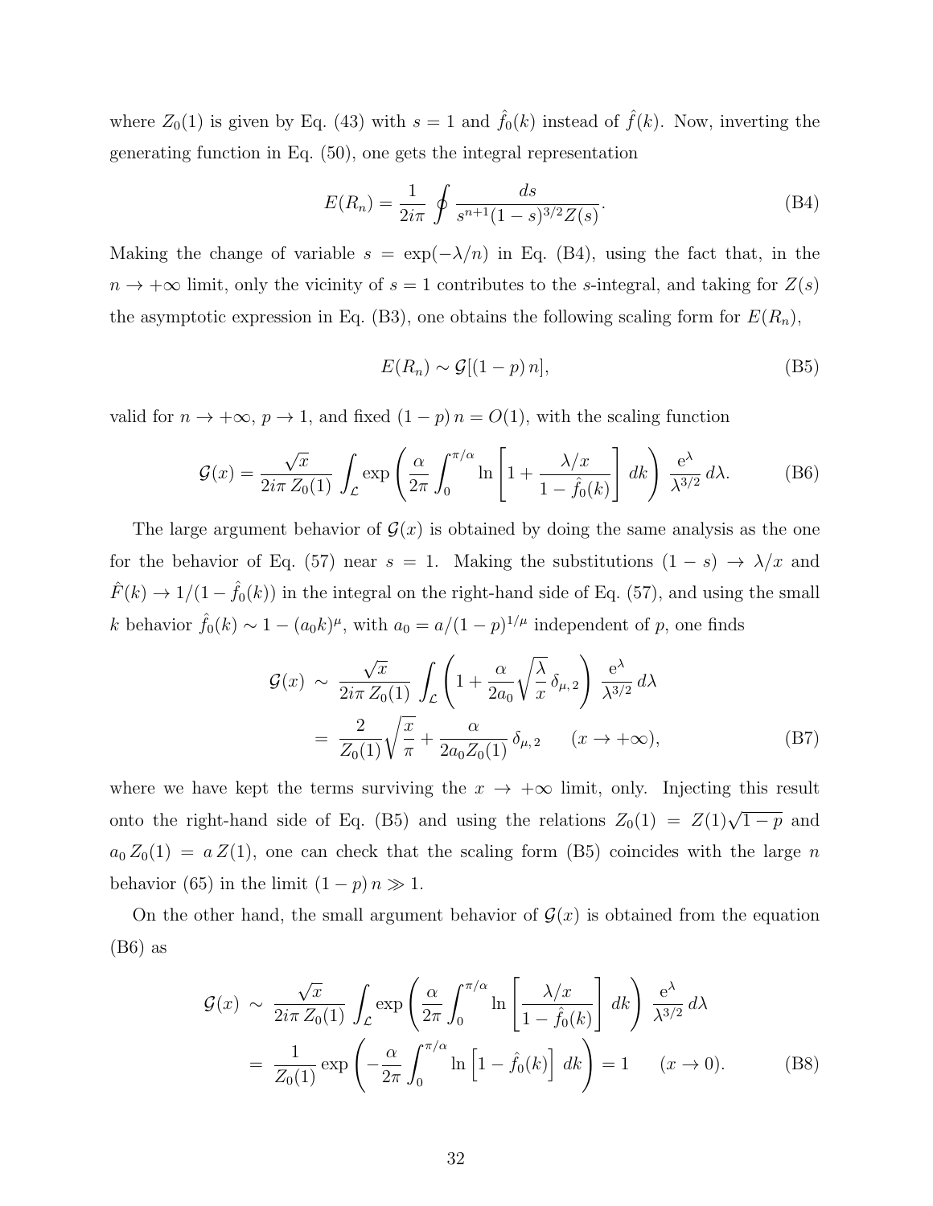where $Z_0(1)$ is given by Eq. (43) with $s = 1$ and $\hat{f}_0(k)$ instead of $\hat{f}(k)$. Now, inverting the generating function in Eq. (50), one gets the integral representation

$$E(R_n) = \frac{1}{2i\pi} \oint \frac{ds}{s^{n+1}(1-s)^{3/2} Z(s)}. \tag{B4}$$

Making the change of variable $s = \exp(-\lambda/n)$ in Eq. (B4), using the fact that, in the $n \to +\infty$ limit, only the vicinity of $s = 1$ contributes to the $s$-integral, and taking for $Z(s)$ the asymptotic expression in Eq. (B3), one obtains the following scaling form for $E(R_n)$,

$$E(R_n) \sim \mathcal{G}[(1-p)\, n], \tag{B5}$$

valid for $n \to +\infty$, $p \to 1$, and fixed $(1-p)\, n = O(1)$, with the scaling function

$$\mathcal{G}(x) = \frac{\sqrt{x}}{2i\pi\, Z_0(1)} \int_{\mathcal{L}} \exp\left( \frac{\alpha}{2\pi} \int_0^{\pi/\alpha} \ln\left[ 1 + \frac{\lambda/x}{1 - \hat{f}_0(k)} \right] dk \right) \frac{\mathrm{e}^{\lambda}}{\lambda^{3/2}}\, d\lambda. \tag{B6}$$

The large argument behavior of $\mathcal{G}(x)$ is obtained by doing the same analysis as the one for the behavior of Eq. (57) near $s = 1$. Making the substitutions $(1-s) \to \lambda/x$ and $\hat{F}(k) \to 1/(1 - \hat{f}_0(k))$ in the integral on the right-hand side of Eq. (57), and using the small $k$ behavior $\hat{f}_0(k) \sim 1 - (a_0 k)^{\mu}$, with $a_0 = a/(1-p)^{1/\mu}$ independent of $p$, one finds

$$\begin{aligned} \mathcal{G}(x) \;&\sim\; \frac{\sqrt{x}}{2i\pi\, Z_0(1)} \int_{\mathcal{L}} \left( 1 + \frac{\alpha}{2a_0} \sqrt{\frac{\lambda}{x}}\, \delta_{\mu,2} \right) \frac{\mathrm{e}^{\lambda}}{\lambda^{3/2}}\, d\lambda \\ &=\; \frac{2}{Z_0(1)} \sqrt{\frac{x}{\pi}} + \frac{\alpha}{2a_0 Z_0(1)}\, \delta_{\mu,2} \qquad (x \to +\infty), \end{aligned} \tag{B7}$$

where we have kept the terms surviving the $x \to +\infty$ limit, only. Injecting this result onto the right-hand side of Eq. (B5) and using the relations $Z_0(1) = Z(1)\sqrt{1-p}$ and $a_0\, Z_0(1) = a\, Z(1)$, one can check that the scaling form (B5) coincides with the large $n$ behavior (65) in the limit $(1-p)\, n \gg 1$.

On the other hand, the small argument behavior of $\mathcal{G}(x)$ is obtained from the equation (B6) as

$$\begin{aligned} \mathcal{G}(x) \;&\sim\; \frac{\sqrt{x}}{2i\pi\, Z_0(1)} \int_{\mathcal{L}} \exp\left( \frac{\alpha}{2\pi} \int_0^{\pi/\alpha} \ln\left[ \frac{\lambda/x}{1 - \hat{f}_0(k)} \right] dk \right) \frac{\mathrm{e}^{\lambda}}{\lambda^{3/2}}\, d\lambda \\ &=\; \frac{1}{Z_0(1)} \exp\left( -\frac{\alpha}{2\pi} \int_0^{\pi/\alpha} \ln\left[ 1 - \hat{f}_0(k) \right] dk \right) = 1 \qquad (x \to 0). \end{aligned} \tag{B8}$$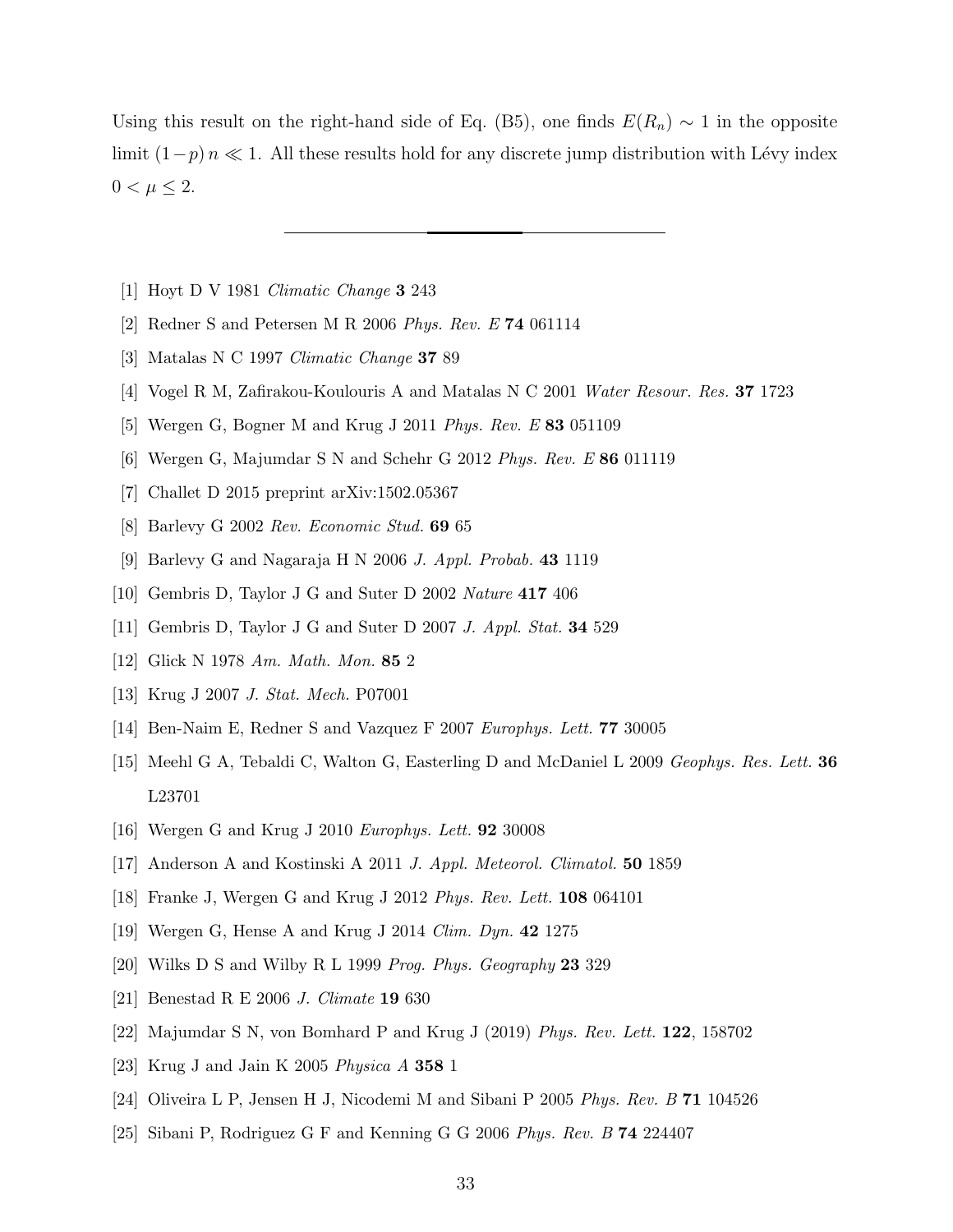Using this result on the right-hand side of Eq. (B5), one finds $E(R_n) \sim 1$ in the opposite limit $(1-p)\,n \ll 1$. All these results hold for any discrete jump distribution with Lévy index $0 < \mu \leq 2$.

---

[1] Hoyt D V 1981 *Climatic Change* **3** 243

[2] Redner S and Petersen M R 2006 *Phys. Rev. E* **74** 061114

[3] Matalas N C 1997 *Climatic Change* **37** 89

[4] Vogel R M, Zafirakou-Koulouris A and Matalas N C 2001 *Water Resour. Res.* **37** 1723

[5] Wergen G, Bogner M and Krug J 2011 *Phys. Rev. E* **83** 051109

[6] Wergen G, Majumdar S N and Schehr G 2012 *Phys. Rev. E* **86** 011119

[7] Challet D 2015 preprint arXiv:1502.05367

[8] Barlevy G 2002 *Rev. Economic Stud.* **69** 65

[9] Barlevy G and Nagaraja H N 2006 *J. Appl. Probab.* **43** 1119

[10] Gembris D, Taylor J G and Suter D 2002 *Nature* **417** 406

[11] Gembris D, Taylor J G and Suter D 2007 *J. Appl. Stat.* **34** 529

[12] Glick N 1978 *Am. Math. Mon.* **85** 2

[13] Krug J 2007 *J. Stat. Mech.* P07001

[14] Ben-Naim E, Redner S and Vazquez F 2007 *Europhys. Lett.* **77** 30005

[15] Meehl G A, Tebaldi C, Walton G, Easterling D and McDaniel L 2009 *Geophys. Res. Lett.* **36** L23701

[16] Wergen G and Krug J 2010 *Europhys. Lett.* **92** 30008

[17] Anderson A and Kostinski A 2011 *J. Appl. Meteorol. Climatol.* **50** 1859

[18] Franke J, Wergen G and Krug J 2012 *Phys. Rev. Lett.* **108** 064101

[19] Wergen G, Hense A and Krug J 2014 *Clim. Dyn.* **42** 1275

[20] Wilks D S and Wilby R L 1999 *Prog. Phys. Geography* **23** 329

[21] Benestad R E 2006 *J. Climate* **19** 630

[22] Majumdar S N, von Bomhard P and Krug J (2019) *Phys. Rev. Lett.* **122**, 158702

[23] Krug J and Jain K 2005 *Physica A* **358** 1

[24] Oliveira L P, Jensen H J, Nicodemi M and Sibani P 2005 *Phys. Rev. B* **71** 104526

[25] Sibani P, Rodriguez G F and Kenning G G 2006 *Phys. Rev. B* **74** 224407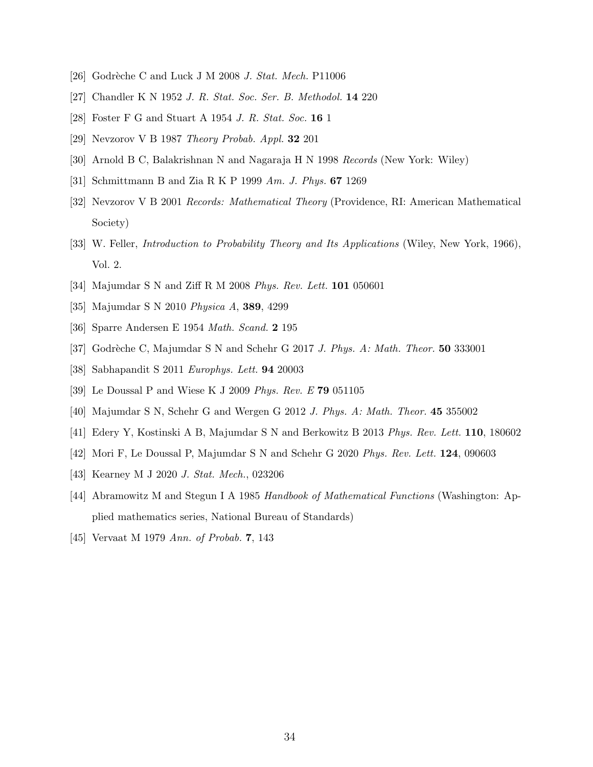[26] Godrèche C and Luck J M 2008 *J. Stat. Mech.* P11006

[27] Chandler K N 1952 *J. R. Stat. Soc. Ser. B. Methodol.* **14** 220

[28] Foster F G and Stuart A 1954 *J. R. Stat. Soc.* **16** 1

[29] Nevzorov V B 1987 *Theory Probab. Appl.* **32** 201

[30] Arnold B C, Balakrishnan N and Nagaraja H N 1998 *Records* (New York: Wiley)

[31] Schmittmann B and Zia R K P 1999 *Am. J. Phys.* **67** 1269

[32] Nevzorov V B 2001 *Records: Mathematical Theory* (Providence, RI: American Mathematical Society)

[33] W. Feller, *Introduction to Probability Theory and Its Applications* (Wiley, New York, 1966), Vol. 2.

[34] Majumdar S N and Ziff R M 2008 *Phys. Rev. Lett.* **101** 050601

[35] Majumdar S N 2010 *Physica A*, **389**, 4299

[36] Sparre Andersen E 1954 *Math. Scand.* **2** 195

[37] Godrèche C, Majumdar S N and Schehr G 2017 *J. Phys. A: Math. Theor.* **50** 333001

[38] Sabhapandit S 2011 *Europhys. Lett.* **94** 20003

[39] Le Doussal P and Wiese K J 2009 *Phys. Rev. E* **79** 051105

[40] Majumdar S N, Schehr G and Wergen G 2012 *J. Phys. A: Math. Theor.* **45** 355002

[41] Edery Y, Kostinski A B, Majumdar S N and Berkowitz B 2013 *Phys. Rev. Lett.* **110**, 180602

[42] Mori F, Le Doussal P, Majumdar S N and Schehr G 2020 *Phys. Rev. Lett.* **124**, 090603

[43] Kearney M J 2020 *J. Stat. Mech.*, 023206

[44] Abramowitz M and Stegun I A 1985 *Handbook of Mathematical Functions* (Washington: Applied mathematics series, National Bureau of Standards)

[45] Vervaat M 1979 *Ann. of Probab.* **7**, 143